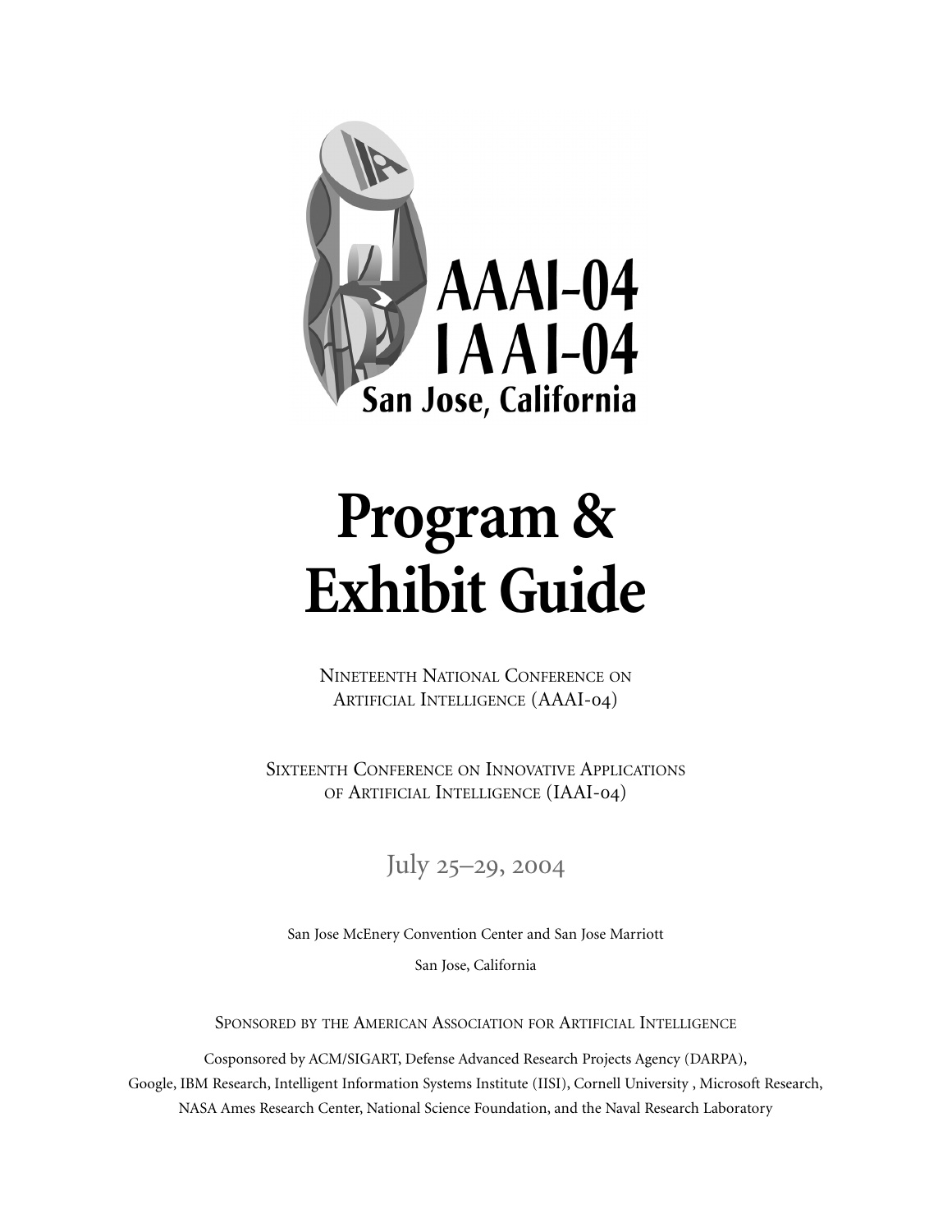AAAI-04
IAAI-04
San Jose, California

# Program & Exhibit Guide

NINETEENTH NATIONAL CONFERENCE ON ARTIFICIAL INTELLIGENCE (AAAI-04)

SIXTEENTH CONFERENCE ON INNOVATIVE APPLICATIONS OF ARTIFICIAL INTELLIGENCE (IAAI-04)

July 25–29, 2004

San Jose McEnery Convention Center and San Jose Marriott

San Jose, California

SPONSORED BY THE AMERICAN ASSOCIATION FOR ARTIFICIAL INTELLIGENCE

Cosponsored by ACM/SIGART, Defense Advanced Research Projects Agency (DARPA), Google, IBM Research, Intelligent Information Systems Institute (IISI), Cornell University , Microsoft Research, NASA Ames Research Center, National Science Foundation, and the Naval Research Laboratory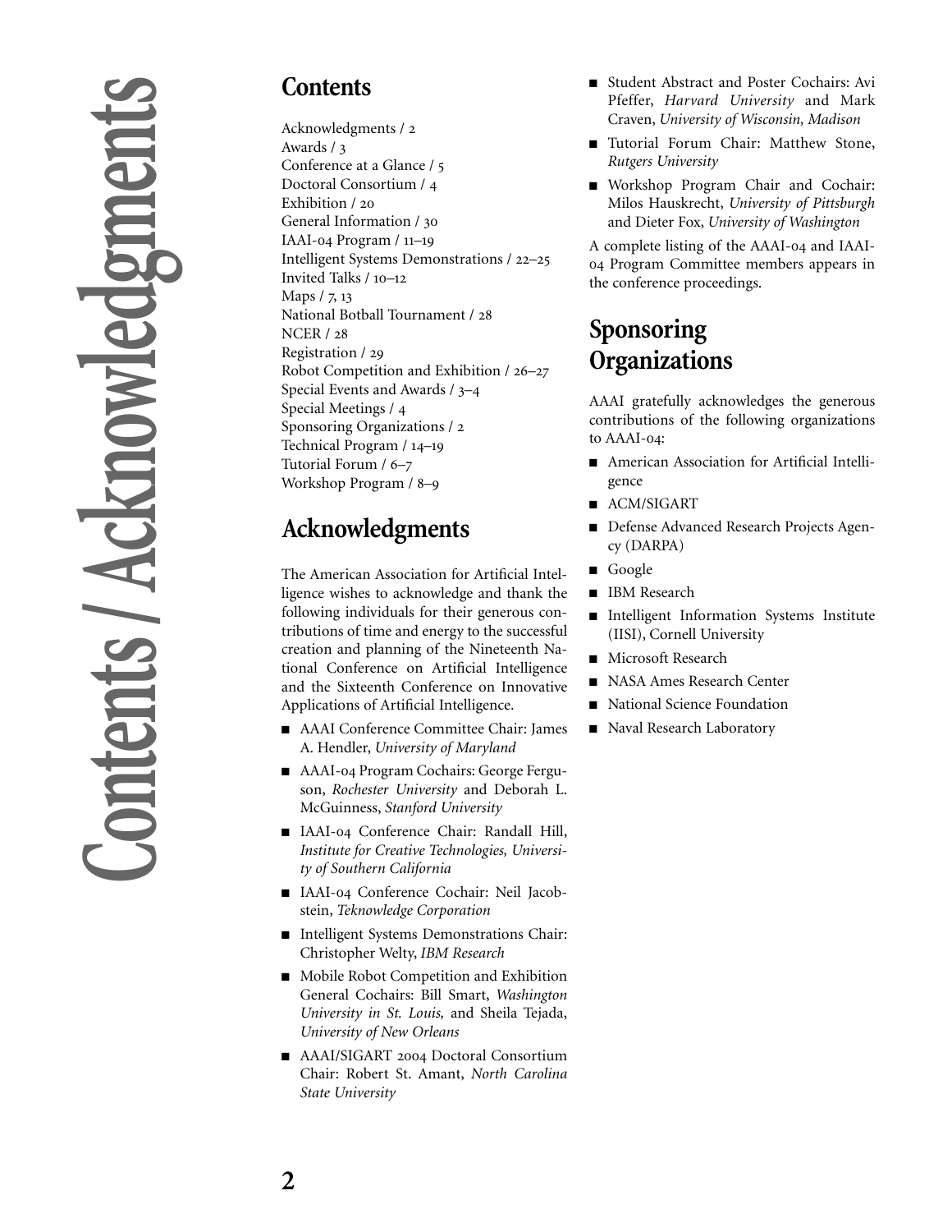# Contents / Acknowledgments

## Contents

Acknowledgments / 2
Awards / 3
Conference at a Glance / 5
Doctoral Consortium / 4
Exhibition / 20
General Information / 30
IAAI-04 Program / 11–19
Intelligent Systems Demonstrations / 22–25
Invited Talks / 10–12
Maps / 7, 13
National Botball Tournament / 28
NCER / 28
Registration / 29
Robot Competition and Exhibition / 26–27
Special Events and Awards / 3–4
Special Meetings / 4
Sponsoring Organizations / 2
Technical Program / 14–19
Tutorial Forum / 6–7
Workshop Program / 8–9

## Acknowledgments

The American Association for Artificial Intelligence wishes to acknowledge and thank the following individuals for their generous contributions of time and energy to the successful creation and planning of the Nineteenth National Conference on Artificial Intelligence and the Sixteenth Conference on Innovative Applications of Artificial Intelligence.

- AAAI Conference Committee Chair: James A. Hendler, *University of Maryland*
- AAAI-04 Program Cochairs: George Ferguson, *Rochester University* and Deborah L. McGuinness, *Stanford University*
- IAAI-04 Conference Chair: Randall Hill, *Institute for Creative Technologies, University of Southern California*
- IAAI-04 Conference Cochair: Neil Jacobstein, *Teknowledge Corporation*
- Intelligent Systems Demonstrations Chair: Christopher Welty, *IBM Research*
- Mobile Robot Competition and Exhibition General Cochairs: Bill Smart, *Washington University in St. Louis,* and Sheila Tejada, *University of New Orleans*
- AAAI/SIGART 2004 Doctoral Consortium Chair: Robert St. Amant, *North Carolina State University*
- Student Abstract and Poster Cochairs: Avi Pfeffer, *Harvard University* and Mark Craven, *University of Wisconsin, Madison*
- Tutorial Forum Chair: Matthew Stone, *Rutgers University*
- Workshop Program Chair and Cochair: Milos Hauskrecht, *University of Pittsburgh* and Dieter Fox, *University of Washington*

A complete listing of the AAAI-04 and IAAI-04 Program Committee members appears in the conference proceedings.

## Sponsoring Organizations

AAAI gratefully acknowledges the generous contributions of the following organizations to AAAI-04:

- American Association for Artificial Intelligence
- ACM/SIGART
- Defense Advanced Research Projects Agency (DARPA)
- Google
- IBM Research
- Intelligent Information Systems Institute (IISI), Cornell University
- Microsoft Research
- NASA Ames Research Center
- National Science Foundation
- Naval Research Laboratory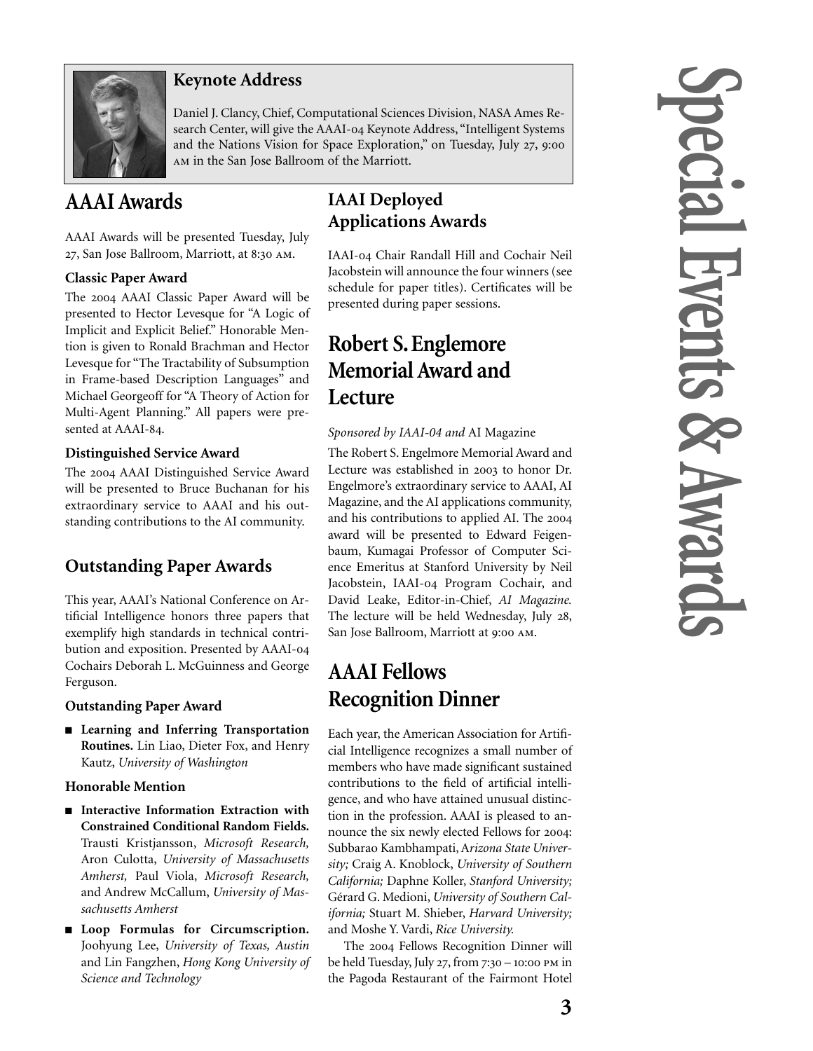### Keynote Address

Daniel J. Clancy, Chief, Computational Sciences Division, NASA Ames Research Center, will give the AAAI-04 Keynote Address, "Intelligent Systems and the Nations Vision for Space Exploration," on Tuesday, July 27, 9:00 AM in the San Jose Ballroom of the Marriott.

# Special Events & Awards

## AAAI Awards

AAAI Awards will be presented Tuesday, July 27, San Jose Ballroom, Marriott, at 8:30 AM.

### Classic Paper Award

The 2004 AAAI Classic Paper Award will be presented to Hector Levesque for "A Logic of Implicit and Explicit Belief." Honorable Mention is given to Ronald Brachman and Hector Levesque for "The Tractability of Subsumption in Frame-based Description Languages" and Michael Georgeoff for "A Theory of Action for Multi-Agent Planning." All papers were presented at AAAI-84.

### Distinguished Service Award

The 2004 AAAI Distinguished Service Award will be presented to Bruce Buchanan for his extraordinary service to AAAI and his outstanding contributions to the AI community.

## Outstanding Paper Awards

This year, AAAI's National Conference on Artificial Intelligence honors three papers that exemplify high standards in technical contribution and exposition. Presented by AAAI-04 Cochairs Deborah L. McGuinness and George Ferguson.

### Outstanding Paper Award

- **Learning and Inferring Transportation Routines.** Lin Liao, Dieter Fox, and Henry Kautz, *University of Washington*

### Honorable Mention

- **Interactive Information Extraction with Constrained Conditional Random Fields.** Trausti Kristjansson, *Microsoft Research,* Aron Culotta, *University of Massachusetts Amherst,* Paul Viola, *Microsoft Research,* and Andrew McCallum, *University of Massachusetts Amherst*
- **Loop Formulas for Circumscription.** Joohyung Lee, *University of Texas, Austin* and Lin Fangzhen, *Hong Kong University of Science and Technology*

## IAAI Deployed Applications Awards

IAAI-04 Chair Randall Hill and Cochair Neil Jacobstein will announce the four winners (see schedule for paper titles). Certificates will be presented during paper sessions.

## Robert S. Englemore Memorial Award and Lecture

*Sponsored by IAAI-04 and* AI Magazine

The Robert S. Engelmore Memorial Award and Lecture was established in 2003 to honor Dr. Engelmore's extraordinary service to AAAI, AI Magazine, and the AI applications community, and his contributions to applied AI. The 2004 award will be presented to Edward Feigenbaum, Kumagai Professor of Computer Science Emeritus at Stanford University by Neil Jacobstein, IAAI-04 Program Cochair, and David Leake, Editor-in-Chief, *AI Magazine.* The lecture will be held Wednesday, July 28, San Jose Ballroom, Marriott at 9:00 AM.

## AAAI Fellows Recognition Dinner

Each year, the American Association for Artificial Intelligence recognizes a small number of members who have made significant sustained contributions to the field of artificial intelligence, and who have attained unusual distinction in the profession. AAAI is pleased to announce the six newly elected Fellows for 2004: Subbarao Kambhampati, *Arizona State University;* Craig A. Knoblock, *University of Southern California;* Daphne Koller, *Stanford University;* Gérard G. Medioni, *University of Southern California;* Stuart M. Shieber, *Harvard University;* and Moshe Y. Vardi, *Rice University.*

The 2004 Fellows Recognition Dinner will be held Tuesday, July 27, from 7:30 – 10:00 PM in the Pagoda Restaurant of the Fairmont Hotel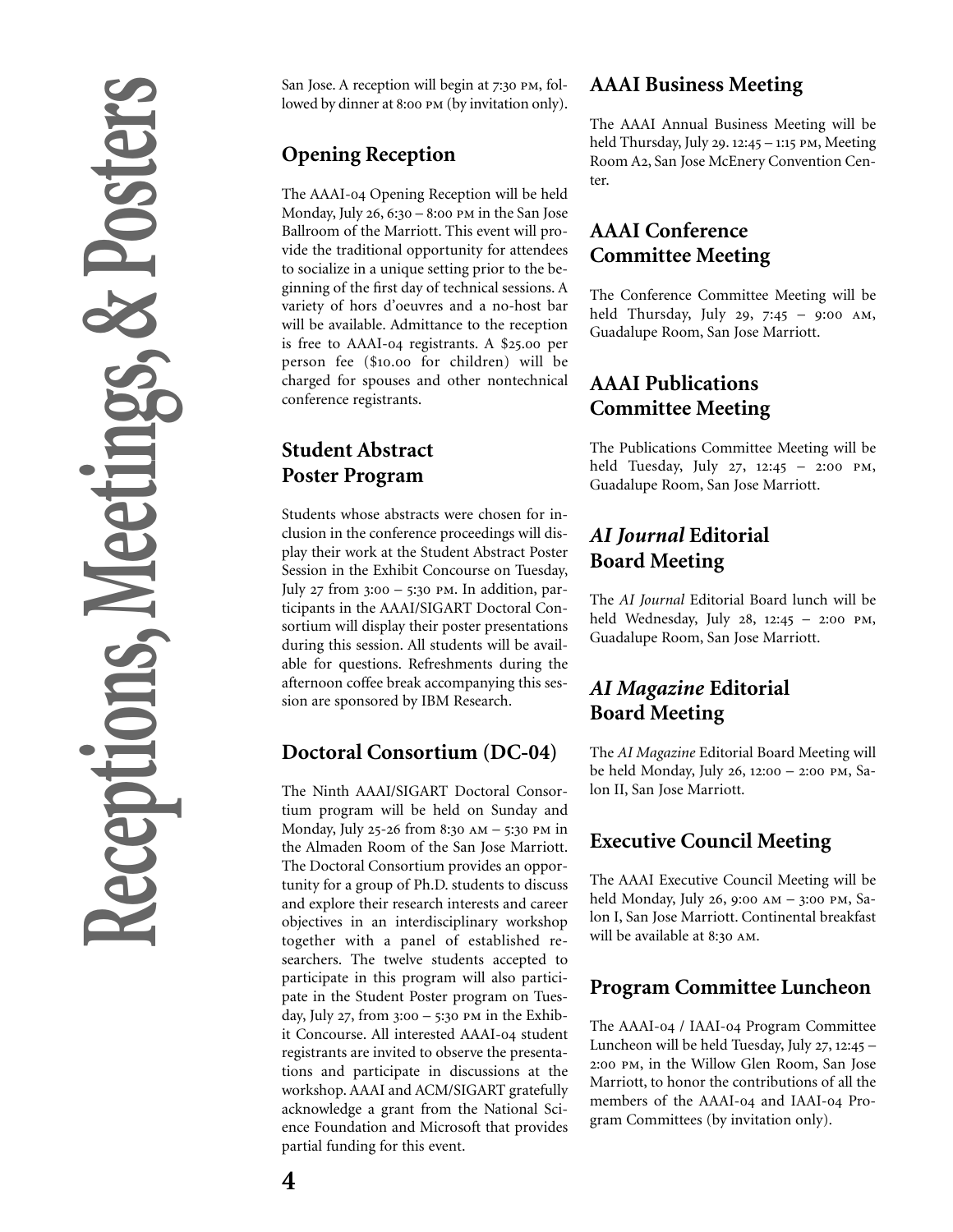# Receptions, Meetings, & Posters

San Jose. A reception will begin at 7:30 PM, followed by dinner at 8:00 PM (by invitation only).

## Opening Reception

The AAAI-04 Opening Reception will be held Monday, July 26, 6:30 – 8:00 PM in the San Jose Ballroom of the Marriott. This event will provide the traditional opportunity for attendees to socialize in a unique setting prior to the beginning of the first day of technical sessions. A variety of hors d'oeuvres and a no-host bar will be available. Admittance to the reception is free to AAAI-04 registrants. A $25.00 per person fee ($10.00 for children) will be charged for spouses and other nontechnical conference registrants.

## Student Abstract Poster Program

Students whose abstracts were chosen for inclusion in the conference proceedings will display their work at the Student Abstract Poster Session in the Exhibit Concourse on Tuesday, July 27 from 3:00 – 5:30 PM. In addition, participants in the AAAI/SIGART Doctoral Consortium will display their poster presentations during this session. All students will be available for questions. Refreshments during the afternoon coffee break accompanying this session are sponsored by IBM Research.

## Doctoral Consortium (DC-04)

The Ninth AAAI/SIGART Doctoral Consortium program will be held on Sunday and Monday, July 25-26 from 8:30 AM – 5:30 PM in the Almaden Room of the San Jose Marriott. The Doctoral Consortium provides an opportunity for a group of Ph.D. students to discuss and explore their research interests and career objectives in an interdisciplinary workshop together with a panel of established researchers. The twelve students accepted to participate in this program will also participate in the Student Poster program on Tuesday, July 27, from 3:00 – 5:30 PM in the Exhibit Concourse. All interested AAAI-04 student registrants are invited to observe the presentations and participate in discussions at the workshop. AAAI and ACM/SIGART gratefully acknowledge a grant from the National Science Foundation and Microsoft that provides partial funding for this event.

## AAAI Business Meeting

The AAAI Annual Business Meeting will be held Thursday, July 29. 12:45 – 1:15 PM, Meeting Room A2, San Jose McEnery Convention Center.

## AAAI Conference Committee Meeting

The Conference Committee Meeting will be held Thursday, July 29, 7:45 – 9:00 AM, Guadalupe Room, San Jose Marriott.

## AAAI Publications Committee Meeting

The Publications Committee Meeting will be held Tuesday, July 27, 12:45 – 2:00 PM, Guadalupe Room, San Jose Marriott.

## *AI Journal* Editorial Board Meeting

The *AI Journal* Editorial Board lunch will be held Wednesday, July 28, 12:45 – 2:00 PM, Guadalupe Room, San Jose Marriott.

## *AI Magazine* Editorial Board Meeting

The *AI Magazine* Editorial Board Meeting will be held Monday, July 26, 12:00 – 2:00 PM, Salon II, San Jose Marriott.

## Executive Council Meeting

The AAAI Executive Council Meeting will be held Monday, July 26, 9:00 AM – 3:00 PM, Salon I, San Jose Marriott. Continental breakfast will be available at 8:30 AM.

## Program Committee Luncheon

The AAAI-04 / IAAI-04 Program Committee Luncheon will be held Tuesday, July 27, 12:45 – 2:00 PM, in the Willow Glen Room, San Jose Marriott, to honor the contributions of all the members of the AAAI-04 and IAAI-04 Program Committees (by invitation only).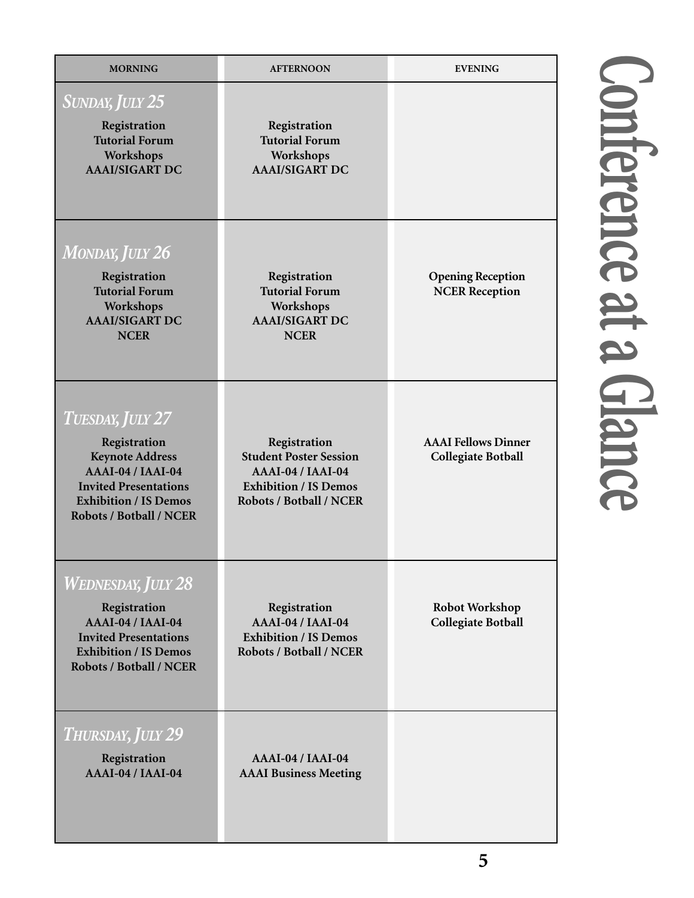# Conference at a Glance

| | MORNING | AFTERNOON | EVENING |
|---|---|---|---|
| ***Sunday, July 25*** | **Registration**<br>**Tutorial Forum**<br>**Workshops**<br>**AAAI/SIGART DC** | **Registration**<br>**Tutorial Forum**<br>**Workshops**<br>**AAAI/SIGART DC** | |
| ***Monday, July 26*** | **Registration**<br>**Tutorial Forum**<br>**Workshops**<br>**AAAI/SIGART DC**<br>**NCER** | **Registration**<br>**Tutorial Forum**<br>**Workshops**<br>**AAAI/SIGART DC**<br>**NCER** | **Opening Reception**<br>**NCER Reception** |
| ***Tuesday, July 27*** | **Registration**<br>**Keynote Address**<br>**AAAI-04 / IAAI-04**<br>**Invited Presentations**<br>**Exhibition / IS Demos**<br>**Robots / Botball / NCER** | **Registration**<br>**Student Poster Session**<br>**AAAI-04 / IAAI-04**<br>**Exhibition / IS Demos**<br>**Robots / Botball / NCER** | **AAAI Fellows Dinner**<br>**Collegiate Botball** |
| ***Wednesday, July 28*** | **Registration**<br>**AAAI-04 / IAAI-04**<br>**Invited Presentations**<br>**Exhibition / IS Demos**<br>**Robots / Botball / NCER** | **Registration**<br>**AAAI-04 / IAAI-04**<br>**Exhibition / IS Demos**<br>**Robots / Botball / NCER** | **Robot Workshop**<br>**Collegiate Botball** |
| ***Thursday, July 29*** | **Registration**<br>**AAAI-04 / IAAI-04** | **AAAI-04 / IAAI-04**<br>**AAAI Business Meeting** | |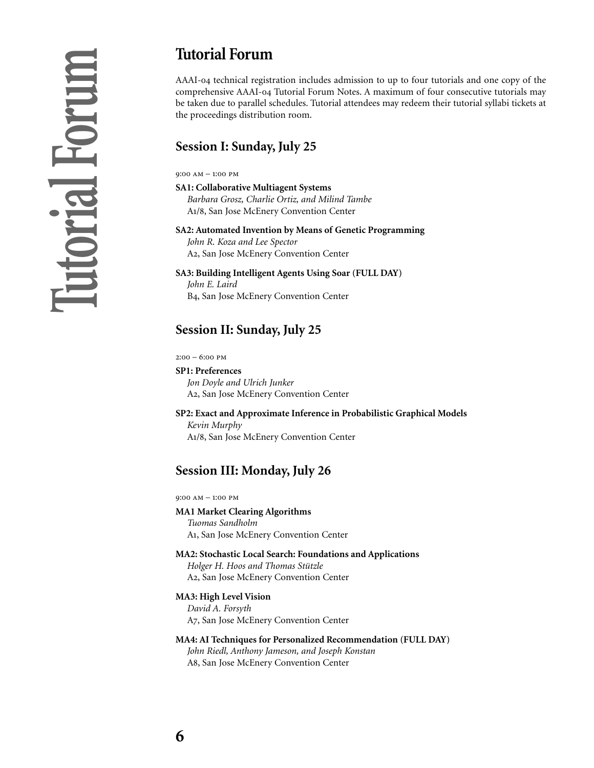# Tutorial Forum

AAAI-04 technical registration includes admission to up to four tutorials and one copy of the comprehensive AAAI-04 Tutorial Forum Notes. A maximum of four consecutive tutorials may be taken due to parallel schedules. Tutorial attendees may redeem their tutorial syllabi tickets at the proceedings distribution room.

## Session I: Sunday, July 25

9:00 AM – 1:00 PM

**SA1: Collaborative Multiagent Systems**
*Barbara Grosz, Charlie Ortiz, and Milind Tambe*
A1/8, San Jose McEnery Convention Center

**SA2: Automated Invention by Means of Genetic Programming**
*John R. Koza and Lee Spector*
A2, San Jose McEnery Convention Center

**SA3: Building Intelligent Agents Using Soar (FULL DAY)**
*John E. Laird*
B4, San Jose McEnery Convention Center

## Session II: Sunday, July 25

2:00 – 6:00 PM

**SP1: Preferences**
*Jon Doyle and Ulrich Junker*
A2, San Jose McEnery Convention Center

**SP2: Exact and Approximate Inference in Probabilistic Graphical Models**
*Kevin Murphy*
A1/8, San Jose McEnery Convention Center

## Session III: Monday, July 26

9:00 AM – 1:00 PM

**MA1 Market Clearing Algorithms**
*Tuomas Sandholm*
A1, San Jose McEnery Convention Center

**MA2: Stochastic Local Search: Foundations and Applications**
*Holger H. Hoos and Thomas Stützle*
A2, San Jose McEnery Convention Center

**MA3: High Level Vision**
*David A. Forsyth*
A7, San Jose McEnery Convention Center

**MA4: AI Techniques for Personalized Recommendation (FULL DAY)**
*John Riedl, Anthony Jameson, and Joseph Konstan*
A8, San Jose McEnery Convention Center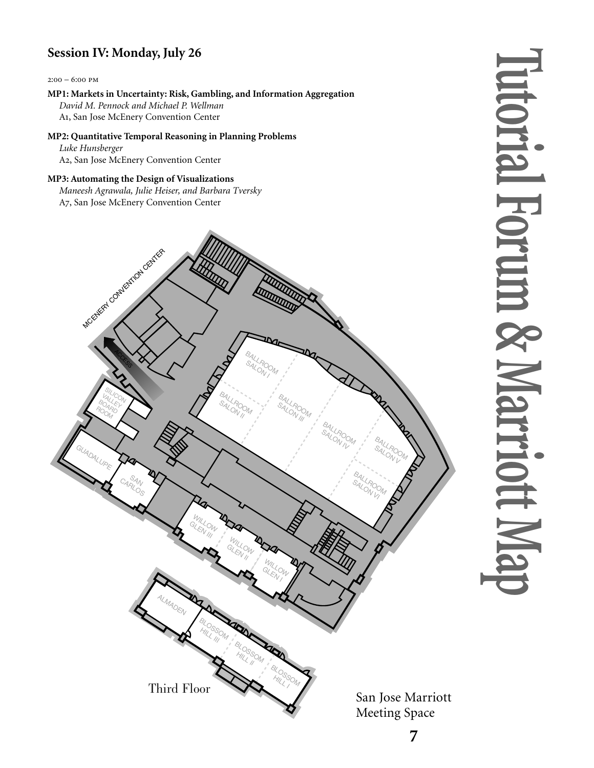## Session IV: Monday, July 26

2:00 – 6:00 PM

**MP1: Markets in Uncertainty: Risk, Gambling, and Information Aggregation**
*David M. Pennock and Michael P. Wellman*
A1, San Jose McEnery Convention Center

**MP2: Quantitative Temporal Reasoning in Planning Problems**
*Luke Hunsberger*
A2, San Jose McEnery Convention Center

**MP3: Automating the Design of Visualizations**
*Maneesh Agrawala, Julie Heiser, and Barbara Tversky*
A7, San Jose McEnery Convention Center

Third Floor

San Jose Marriott Meeting Space

# Tutorial Forum & Marriott Map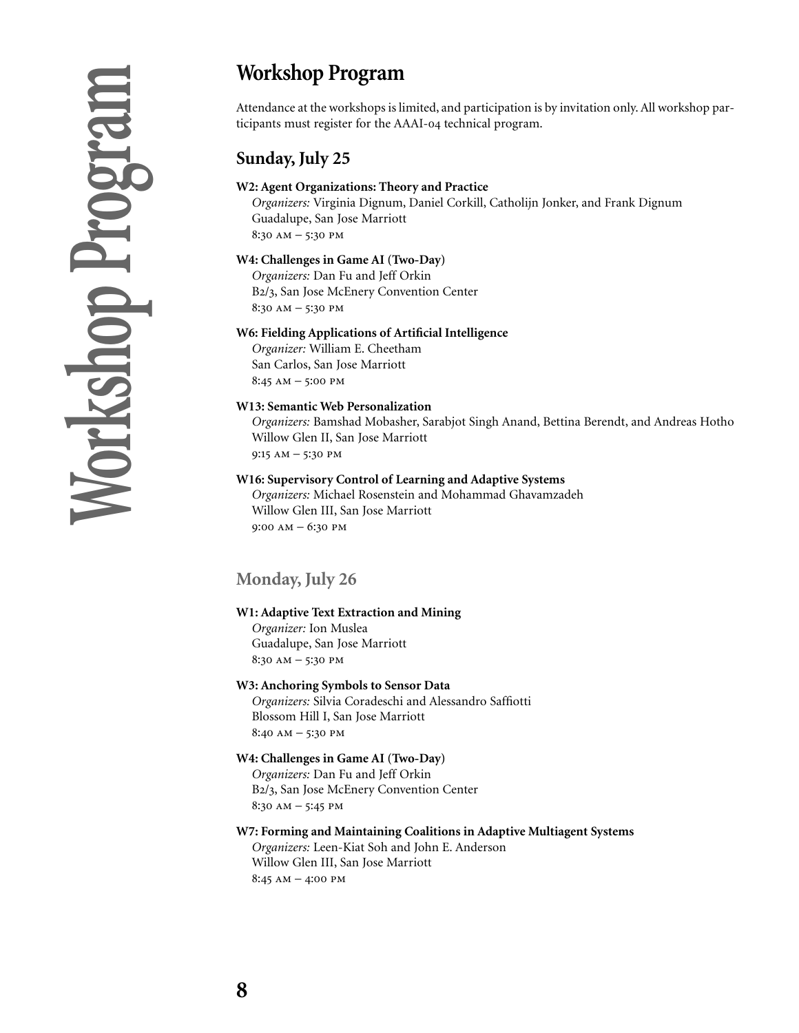# Workshop Program

Attendance at the workshops is limited, and participation is by invitation only. All workshop participants must register for the AAAI-04 technical program.

## Sunday, July 25

**W2: Agent Organizations: Theory and Practice**
*Organizers:* Virginia Dignum, Daniel Corkill, Catholijn Jonker, and Frank Dignum
Guadalupe, San Jose Marriott
8:30 AM – 5:30 PM

**W4: Challenges in Game AI (Two-Day)**
*Organizers:* Dan Fu and Jeff Orkin
B2/3, San Jose McEnery Convention Center
8:30 AM – 5:30 PM

**W6: Fielding Applications of Artificial Intelligence**
*Organizer:* William E. Cheetham
San Carlos, San Jose Marriott
8:45 AM – 5:00 PM

**W13: Semantic Web Personalization**
*Organizers:* Bamshad Mobasher, Sarabjot Singh Anand, Bettina Berendt, and Andreas Hotho
Willow Glen II, San Jose Marriott
9:15 AM – 5:30 PM

**W16: Supervisory Control of Learning and Adaptive Systems**
*Organizers:* Michael Rosenstein and Mohammad Ghavamzadeh
Willow Glen III, San Jose Marriott
9:00 AM – 6:30 PM

## Monday, July 26

**W1: Adaptive Text Extraction and Mining**
*Organizer:* Ion Muslea
Guadalupe, San Jose Marriott
8:30 AM – 5:30 PM

**W3: Anchoring Symbols to Sensor Data**
*Organizers:* Silvia Coradeschi and Alessandro Saffiotti
Blossom Hill I, San Jose Marriott
8:40 AM – 5:30 PM

**W4: Challenges in Game AI (Two-Day)**
*Organizers:* Dan Fu and Jeff Orkin
B2/3, San Jose McEnery Convention Center
8:30 AM – 5:45 PM

**W7: Forming and Maintaining Coalitions in Adaptive Multiagent Systems**
*Organizers:* Leen-Kiat Soh and John E. Anderson
Willow Glen III, San Jose Marriott
8:45 AM – 4:00 PM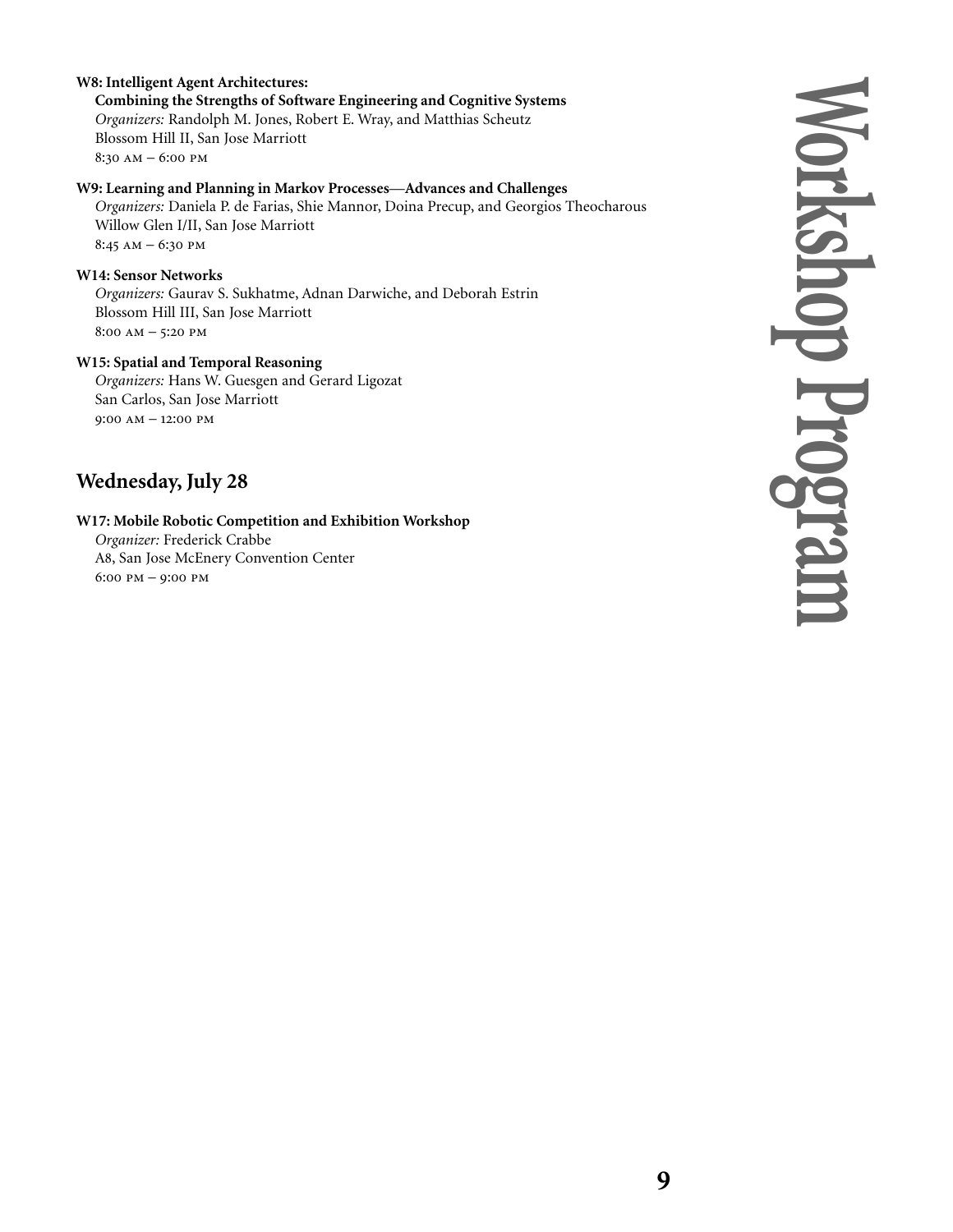**W8: Intelligent Agent Architectures:
Combining the Strengths of Software Engineering and Cognitive Systems**
*Organizers:* Randolph M. Jones, Robert E. Wray, and Matthias Scheutz
Blossom Hill II, San Jose Marriott
8:30 AM – 6:00 PM

**W9: Learning and Planning in Markov Processes—Advances and Challenges**
*Organizers:* Daniela P. de Farias, Shie Mannor, Doina Precup, and Georgios Theocharous
Willow Glen I/II, San Jose Marriott
8:45 AM – 6:30 PM

**W14: Sensor Networks**
*Organizers:* Gaurav S. Sukhatme, Adnan Darwiche, and Deborah Estrin
Blossom Hill III, San Jose Marriott
8:00 AM – 5:20 PM

**W15: Spatial and Temporal Reasoning**
*Organizers:* Hans W. Guesgen and Gerard Ligozat
San Carlos, San Jose Marriott
9:00 AM – 12:00 PM

## Wednesday, July 28

**W17: Mobile Robotic Competition and Exhibition Workshop**
*Organizer:* Frederick Crabbe
A8, San Jose McEnery Convention Center
6:00 PM – 9:00 PM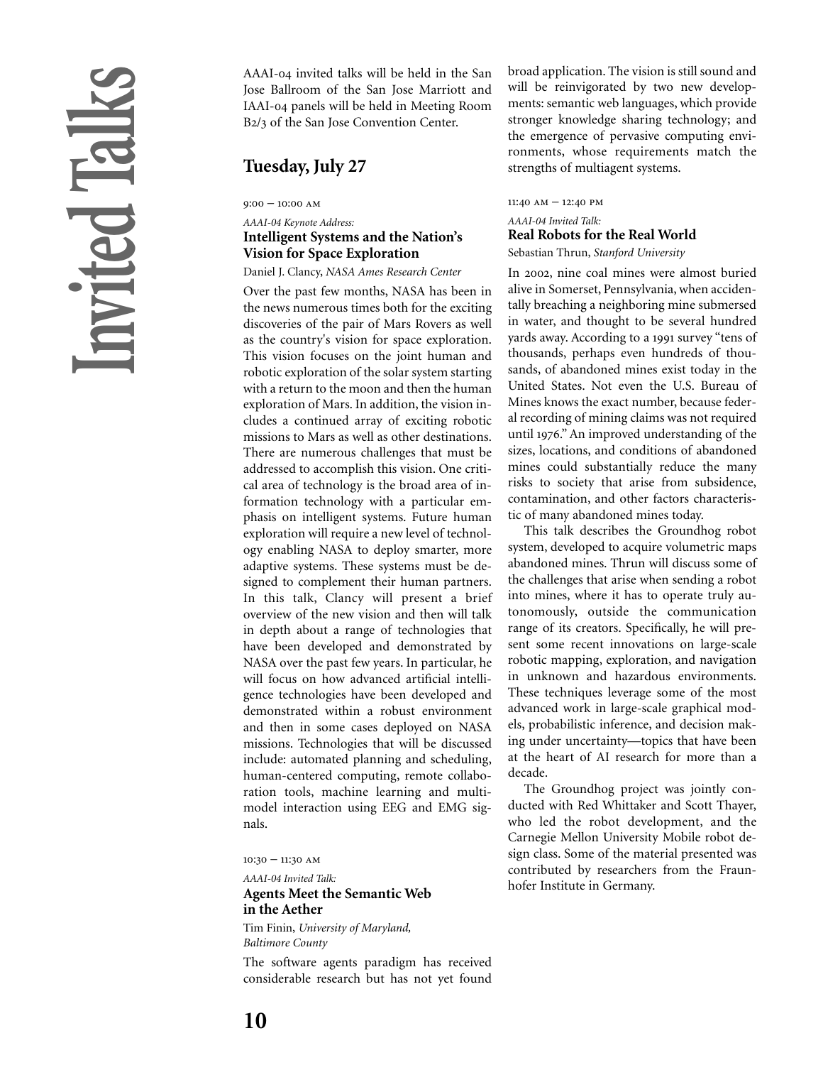# Invited Talks

AAAI-04 invited talks will be held in the San Jose Ballroom of the San Jose Marriott and IAAI-04 panels will be held in Meeting Room B2/3 of the San Jose Convention Center.

## Tuesday, July 27

9:00 – 10:00 AM

*AAAI-04 Keynote Address:*

### Intelligent Systems and the Nation's Vision for Space Exploration

Daniel J. Clancy, *NASA Ames Research Center*

Over the past few months, NASA has been in the news numerous times both for the exciting discoveries of the pair of Mars Rovers as well as the country's vision for space exploration. This vision focuses on the joint human and robotic exploration of the solar system starting with a return to the moon and then the human exploration of Mars. In addition, the vision includes a continued array of exciting robotic missions to Mars as well as other destinations. There are numerous challenges that must be addressed to accomplish this vision. One critical area of technology is the broad area of information technology with a particular emphasis on intelligent systems. Future human exploration will require a new level of technology enabling NASA to deploy smarter, more adaptive systems. These systems must be designed to complement their human partners. In this talk, Clancy will present a brief overview of the new vision and then will talk in depth about a range of technologies that have been developed and demonstrated by NASA over the past few years. In particular, he will focus on how advanced artificial intelligence technologies have been developed and demonstrated within a robust environment and then in some cases deployed on NASA missions. Technologies that will be discussed include: automated planning and scheduling, human-centered computing, remote collaboration tools, machine learning and multimodel interaction using EEG and EMG signals.

10:30 – 11:30 AM

*AAAI-04 Invited Talk:*

### Agents Meet the Semantic Web in the Aether

Tim Finin, *University of Maryland, Baltimore County*

The software agents paradigm has received considerable research but has not yet found broad application. The vision is still sound and will be reinvigorated by two new developments: semantic web languages, which provide stronger knowledge sharing technology; and the emergence of pervasive computing environments, whose requirements match the strengths of multiagent systems.

11:40 AM – 12:40 PM

*AAAI-04 Invited Talk:*

### Real Robots for the Real World

Sebastian Thrun, *Stanford University*

In 2002, nine coal mines were almost buried alive in Somerset, Pennsylvania, when accidentally breaching a neighboring mine submersed in water, and thought to be several hundred yards away. According to a 1991 survey "tens of thousands, perhaps even hundreds of thousands, of abandoned mines exist today in the United States. Not even the U.S. Bureau of Mines knows the exact number, because federal recording of mining claims was not required until 1976." An improved understanding of the sizes, locations, and conditions of abandoned mines could substantially reduce the many risks to society that arise from subsidence, contamination, and other factors characteristic of many abandoned mines today.

This talk describes the Groundhog robot system, developed to acquire volumetric maps abandoned mines. Thrun will discuss some of the challenges that arise when sending a robot into mines, where it has to operate truly autonomously, outside the communication range of its creators. Specifically, he will present some recent innovations on large-scale robotic mapping, exploration, and navigation in unknown and hazardous environments. These techniques leverage some of the most advanced work in large-scale graphical models, probabilistic inference, and decision making under uncertainty—topics that have been at the heart of AI research for more than a decade.

The Groundhog project was jointly conducted with Red Whittaker and Scott Thayer, who led the robot development, and the Carnegie Mellon University Mobile robot design class. Some of the material presented was contributed by researchers from the Fraunhofer Institute in Germany.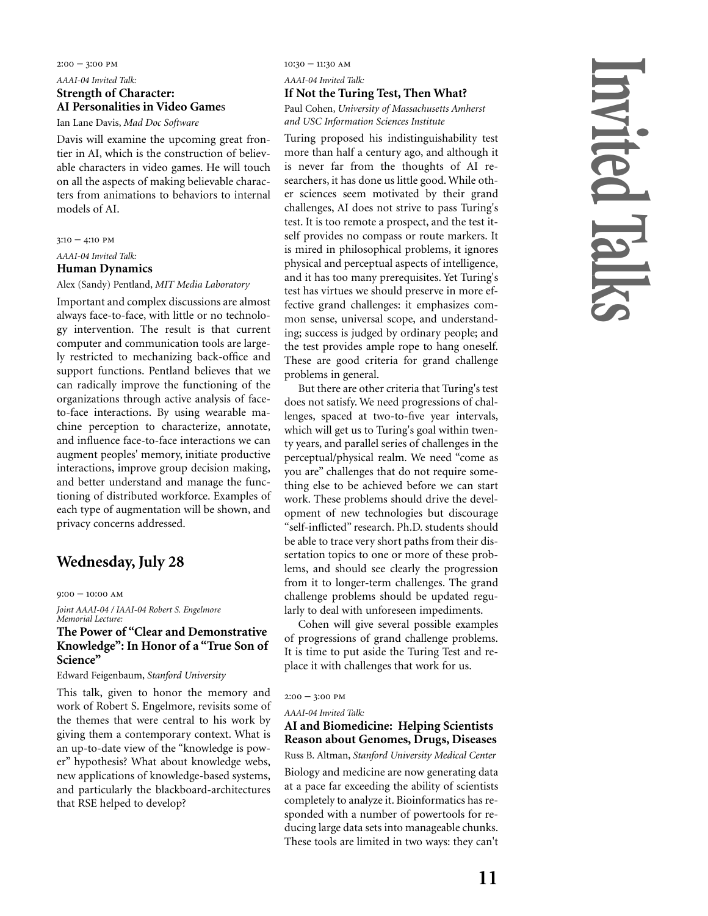2:00 – 3:00 PM

*AAAI-04 Invited Talk:*

### Strength of Character: AI Personalities in Video Games

Ian Lane Davis, *Mad Doc Software*

Davis will examine the upcoming great frontier in AI, which is the construction of believable characters in video games. He will touch on all the aspects of making believable characters from animations to behaviors to internal models of AI.

3:10 – 4:10 PM

*AAAI-04 Invited Talk:*

### Human Dynamics

Alex (Sandy) Pentland, *MIT Media Laboratory*

Important and complex discussions are almost always face-to-face, with little or no technology intervention. The result is that current computer and communication tools are largely restricted to mechanizing back-office and support functions. Pentland believes that we can radically improve the functioning of the organizations through active analysis of face-to-face interactions. By using wearable machine perception to characterize, annotate, and influence face-to-face interactions we can augment peoples' memory, initiate productive interactions, improve group decision making, and better understand and manage the functioning of distributed workforce. Examples of each type of augmentation will be shown, and privacy concerns addressed.

## Wednesday, July 28

9:00 – 10:00 AM

*Joint AAAI-04 / IAAI-04 Robert S. Engelmore Memorial Lecture:*

### The Power of "Clear and Demonstrative Knowledge": In Honor of a "True Son of Science"

Edward Feigenbaum, *Stanford University*

This talk, given to honor the memory and work of Robert S. Engelmore, revisits some of the themes that were central to his work by giving them a contemporary context. What is an up-to-date view of the "knowledge is power" hypothesis? What about knowledge webs, new applications of knowledge-based systems, and particularly the blackboard-architectures that RSE helped to develop?

10:30 – 11:30 AM

*AAAI-04 Invited Talk:*

### If Not the Turing Test, Then What?

Paul Cohen, *University of Massachusetts Amherst and USC Information Sciences Institute*

Turing proposed his indistinguishability test more than half a century ago, and although it is never far from the thoughts of AI researchers, it has done us little good. While other sciences seem motivated by their grand challenges, AI does not strive to pass Turing's test. It is too remote a prospect, and the test itself provides no compass or route markers. It is mired in philosophical problems, it ignores physical and perceptual aspects of intelligence, and it has too many prerequisites. Yet Turing's test has virtues we should preserve in more effective grand challenges: it emphasizes common sense, universal scope, and understanding; success is judged by ordinary people; and the test provides ample rope to hang oneself. These are good criteria for grand challenge problems in general.

But there are other criteria that Turing's test does not satisfy. We need progressions of challenges, spaced at two-to-five year intervals, which will get us to Turing's goal within twenty years, and parallel series of challenges in the perceptual/physical realm. We need "come as you are" challenges that do not require something else to be achieved before we can start work. These problems should drive the development of new technologies but discourage "self-inflicted" research. Ph.D. students should be able to trace very short paths from their dissertation topics to one or more of these problems, and should see clearly the progression from it to longer-term challenges. The grand challenge problems should be updated regularly to deal with unforeseen impediments.

Cohen will give several possible examples of progressions of grand challenge problems. It is time to put aside the Turing Test and replace it with challenges that work for us.

2:00 – 3:00 PM

*AAAI-04 Invited Talk:*

### AI and Biomedicine: Helping Scientists Reason about Genomes, Drugs, Diseases

Russ B. Altman, *Stanford University Medical Center*

Biology and medicine are now generating data at a pace far exceeding the ability of scientists completely to analyze it. Bioinformatics has responded with a number of powertools for reducing large data sets into manageable chunks. These tools are limited in two ways: they can't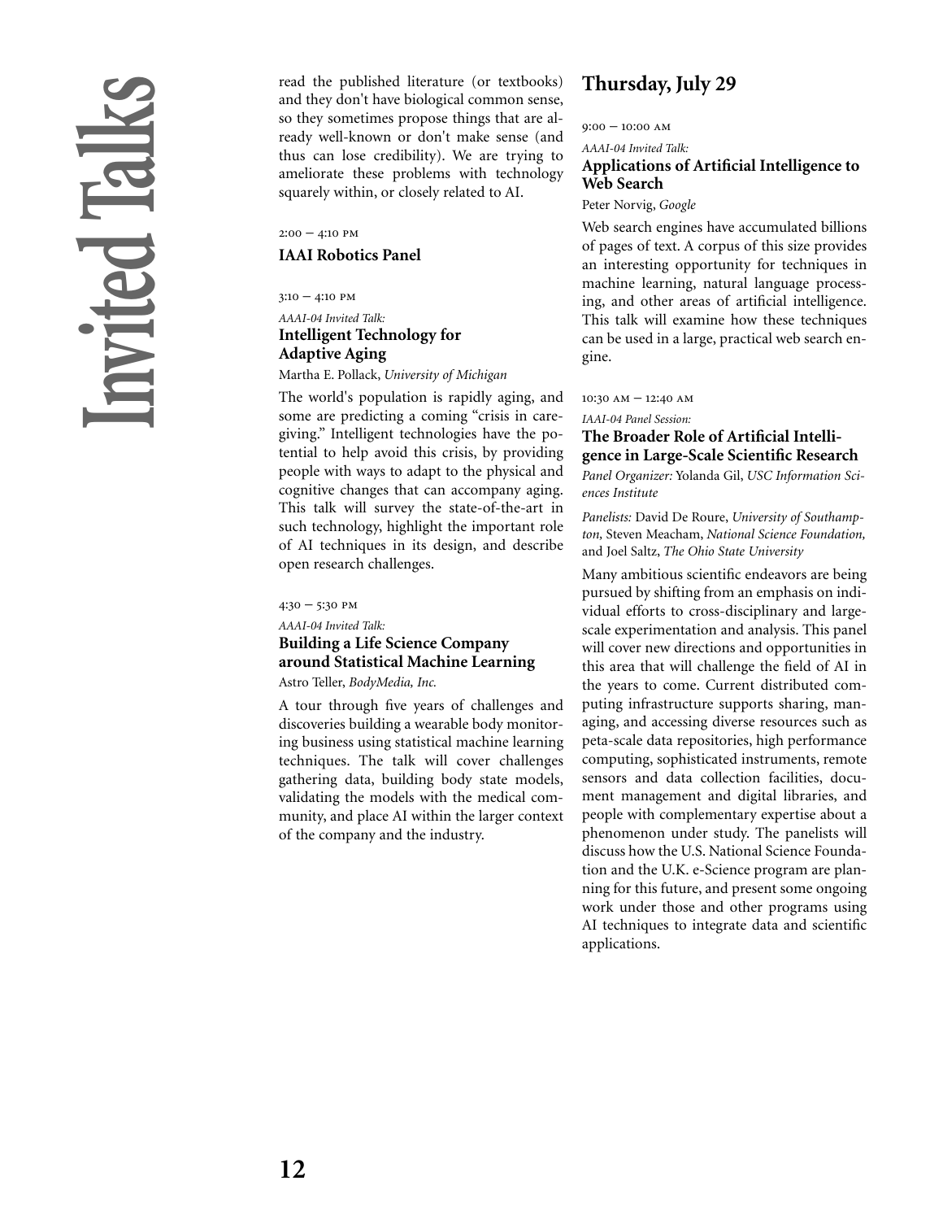read the published literature (or textbooks) and they don't have biological common sense, so they sometimes propose things that are already well-known or don't make sense (and thus can lose credibility). We are trying to ameliorate these problems with technology squarely within, or closely related to AI.

2:00 – 4:10 PM

### IAAI Robotics Panel

3:10 – 4:10 PM

*AAAI-04 Invited Talk:*

### Intelligent Technology for Adaptive Aging

Martha E. Pollack, *University of Michigan*

The world's population is rapidly aging, and some are predicting a coming "crisis in caregiving." Intelligent technologies have the potential to help avoid this crisis, by providing people with ways to adapt to the physical and cognitive changes that can accompany aging. This talk will survey the state-of-the-art in such technology, highlight the important role of AI techniques in its design, and describe open research challenges.

4:30 – 5:30 PM

*AAAI-04 Invited Talk:*

### Building a Life Science Company around Statistical Machine Learning

Astro Teller, *BodyMedia, Inc.*

A tour through five years of challenges and discoveries building a wearable body monitoring business using statistical machine learning techniques. The talk will cover challenges gathering data, building body state models, validating the models with the medical community, and place AI within the larger context of the company and the industry.

## Thursday, July 29

9:00 – 10:00 AM

*AAAI-04 Invited Talk:*

### Applications of Artificial Intelligence to Web Search

Peter Norvig, *Google*

Web search engines have accumulated billions of pages of text. A corpus of this size provides an interesting opportunity for techniques in machine learning, natural language processing, and other areas of artificial intelligence. This talk will examine how these techniques can be used in a large, practical web search engine.

10:30 AM – 12:40 AM

*IAAI-04 Panel Session:*

### The Broader Role of Artificial Intelligence in Large-Scale Scientific Research

*Panel Organizer:* Yolanda Gil, *USC Information Sciences Institute*

*Panelists:* David De Roure, *University of Southampton,* Steven Meacham, *National Science Foundation,* and Joel Saltz, *The Ohio State University*

Many ambitious scientific endeavors are being pursued by shifting from an emphasis on individual efforts to cross-disciplinary and large-scale experimentation and analysis. This panel will cover new directions and opportunities in this area that will challenge the field of AI in the years to come. Current distributed computing infrastructure supports sharing, managing, and accessing diverse resources such as peta-scale data repositories, high performance computing, sophisticated instruments, remote sensors and data collection facilities, document management and digital libraries, and people with complementary expertise about a phenomenon under study. The panelists will discuss how the U.S. National Science Foundation and the U.K. e-Science program are planning for this future, and present some ongoing work under those and other programs using AI techniques to integrate data and scientific applications.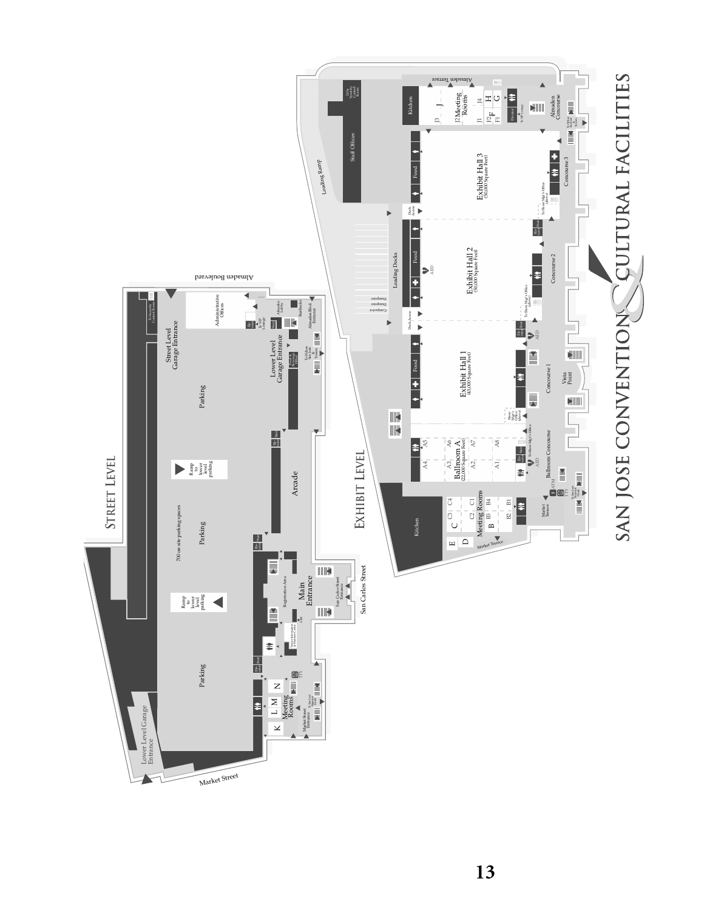# San Jose Convention & Cultural Facilities

## Street Level

Almaden Boulevard

To Security Control Room

Street Level Garage Entrance

Administrative Offices

Almaden Lobby

Starbucks

Almaden Blvd. Entrance

Parking

Lower Level Garage Entrance

To Hilton San Jose & Towers

Ramp to lower level parking

Arcade

700 on site parking spaces

Registration Area

Main Entrance

San Carlos Street Entrance

San Carlos Street

Ramp to lower level parking

Visitor Information & Business Center

Meeting Rooms K L M N

TTY

To San José Marriott Hotel

Market Street Entrance

Lower Level Garage Entrance

Market Street

## Exhibit Level

Almaden Terrace

Security Control Room

Staff Offices

Loading Ramp

Kitchen

J3 J J2 J1 Meeting Rooms J4 H G F F2 F1

Almaden Concourse

To Hilton San Jose & Towers

Exhibit Hall 3 (50,000 Square Feet)

Concourse 3

Dock Access

Loading Docks

Dumpster

Compactor

Exhibit Hall 2 (50,000 Square Feet)

AED

To Show Mgr's Office (above)

Concourse 2

Exhibit Hall 1 (43,000 Square Feet)

AED

Concourse 1

Vista Point

Show Mgr's Office (above)

Ballroom A (22,000 Square Feet)

A1 A2 A3 A4 A5 A6 A7 A8

To Show Mgr's Office

AED

Ballroom Concourse

ATM

TTY

To San José Marriott Hotel

Meeting Rooms B B1 B2 B3 B4 C C1 C2 C3 C4 D E

Market Terrace

Kitchen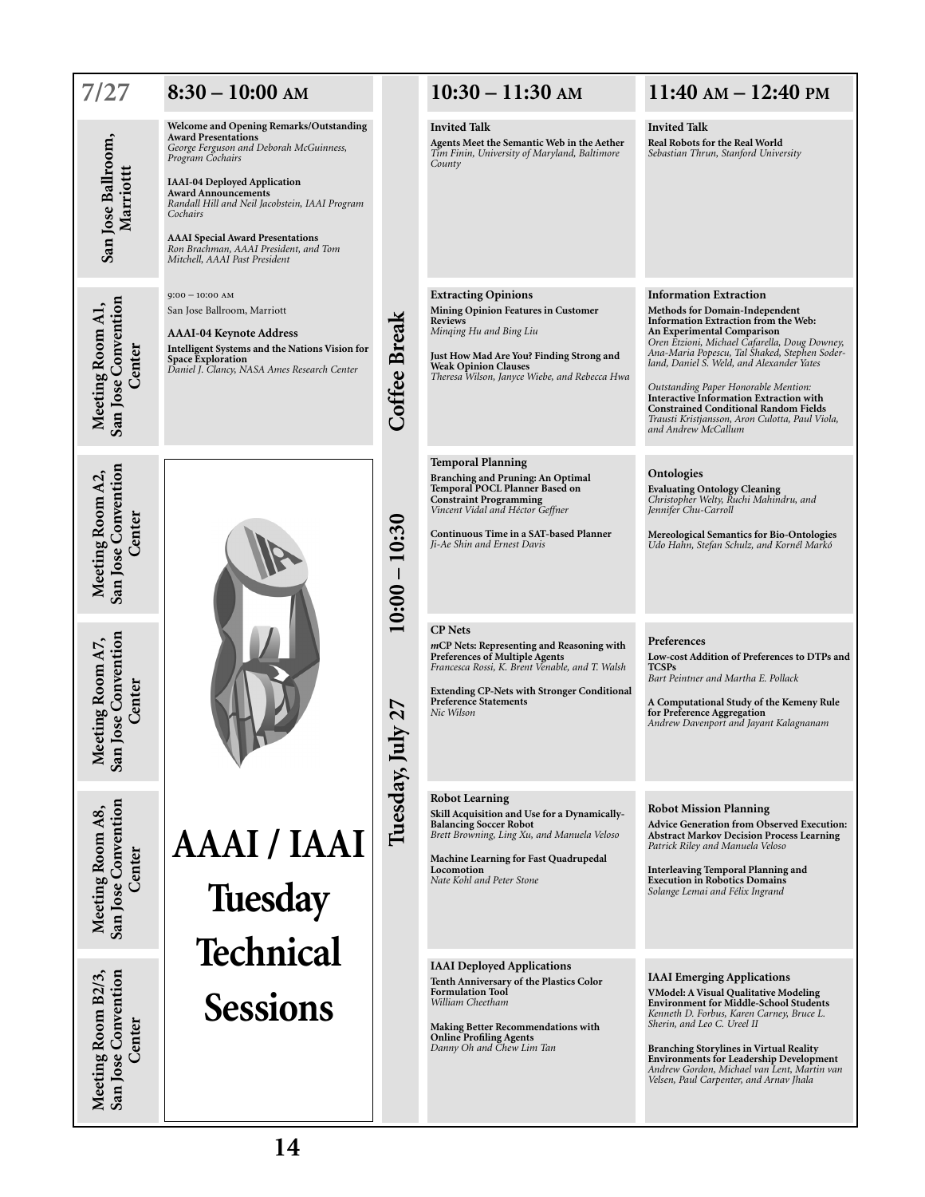# AAAI / IAAI Tuesday Technical Sessions

**Tuesday, July 27**

| 7/27 | 8:30 – 10:00 AM | 10:00 – 10:30 | 10:30 – 11:30 AM | 11:40 AM – 12:40 PM |
|---|---|---|---|---|
| **San Jose Ballroom, Marriott** | **Welcome and Opening Remarks/Outstanding Award Presentations** *George Ferguson and Deborah McGuinness, Program Cochairs* <br><br> **IAAI-04 Deployed Application Award Announcements** *Randall Hill and Neil Jacobstein, IAAI Program Cochairs* <br><br> **AAAI Special Award Presentations** *Ron Brachman, AAAI President, and Tom Mitchell, AAAI Past President* | Coffee Break | **Invited Talk** <br> **Agents Meet the Semantic Web in the Aether** *Tim Finin, University of Maryland, Baltimore County* | **Invited Talk** <br> **Real Robots for the Real World** *Sebastian Thrun, Stanford University* |
| **Meeting Room A1, San Jose Convention Center** | 9:00 – 10:00 AM <br> San Jose Ballroom, Marriott <br><br> **AAAI-04 Keynote Address** <br> **Intelligent Systems and the Nations Vision for Space Exploration** *Daniel J. Clancy, NASA Ames Research Center* | Coffee Break | **Extracting Opinions** <br> **Mining Opinion Features in Customer Reviews** *Minqing Hu and Bing Liu* <br><br> **Just How Mad Are You? Finding Strong and Weak Opinion Clauses** *Theresa Wilson, Janyce Wiebe, and Rebecca Hwa* | **Information Extraction** <br> **Methods for Domain-Independent Information Extraction from the Web: An Experimental Comparison** *Oren Etzioni, Michael Cafarella, Doug Downey, Ana-Maria Popescu, Tal Shaked, Stephen Soderland, Daniel S. Weld, and Alexander Yates* <br><br> *Outstanding Paper Honorable Mention:* **Interactive Information Extraction with Constrained Conditional Random Fields** *Trausti Kristjansson, Aron Culotta, Paul Viola, and Andrew McCallum* |
| **Meeting Room A2, San Jose Convention Center** | | Coffee Break | **Temporal Planning** <br> **Branching and Pruning: An Optimal Temporal POCL Planner Based on Constraint Programming** *Vincent Vidal and Héctor Geffner* <br><br> **Continuous Time in a SAT-based Planner** *Ji-Ae Shin and Ernest Davis* | **Ontologies** <br> **Evaluating Ontology Cleaning** *Christopher Welty, Ruchi Mahindru, and Jennifer Chu-Carroll* <br><br> **Mereological Semantics for Bio-Ontologies** *Udo Hahn, Stefan Schulz, and Kornél Markó* |
| **Meeting Room A7, San Jose Convention Center** | | Coffee Break | **CP Nets** <br> ***m*CP Nets: Representing and Reasoning with Preferences of Multiple Agents** *Francesca Rossi, K. Brent Venable, and T. Walsh* <br><br> **Extending CP-Nets with Stronger Conditional Preference Statements** *Nic Wilson* | **Preferences** <br> **Low-cost Addition of Preferences to DTPs and TCSPs** *Bart Peintner and Martha E. Pollack* <br><br> **A Computational Study of the Kemeny Rule for Preference Aggregation** *Andrew Davenport and Jayant Kalagnanam* |
| **Meeting Room A8, San Jose Convention Center** | | Coffee Break | **Robot Learning** <br> **Skill Acquisition and Use for a Dynamically-Balancing Soccer Robot** *Brett Browning, Ling Xu, and Manuela Veloso* <br><br> **Machine Learning for Fast Quadrupedal Locomotion** *Nate Kohl and Peter Stone* | **Robot Mission Planning** <br> **Advice Generation from Observed Execution: Abstract Markov Decision Process Learning** *Patrick Riley and Manuela Veloso* <br><br> **Interleaving Temporal Planning and Execution in Robotics Domains** *Solange Lemai and Félix Ingrand* |
| **Meeting Room B2/3, San Jose Convention Center** | | Coffee Break | **IAAI Deployed Applications** <br> **Tenth Anniversary of the Plastics Color Formulation Tool** *William Cheetham* <br><br> **Making Better Recommendations with Online Profiling Agents** *Danny Oh and Chew Lim Tan* | **IAAI Emerging Applications** <br> **VModel: A Visual Qualitative Modeling Environment for Middle-School Students** *Kenneth D. Forbus, Karen Carney, Bruce L. Sherin, and Leo C. Ureel II* <br><br> **Branching Storylines in Virtual Reality Environments for Leadership Development** *Andrew Gordon, Michael van Lent, Martin van Velsen, Paul Carpenter, and Arnav Jhala* |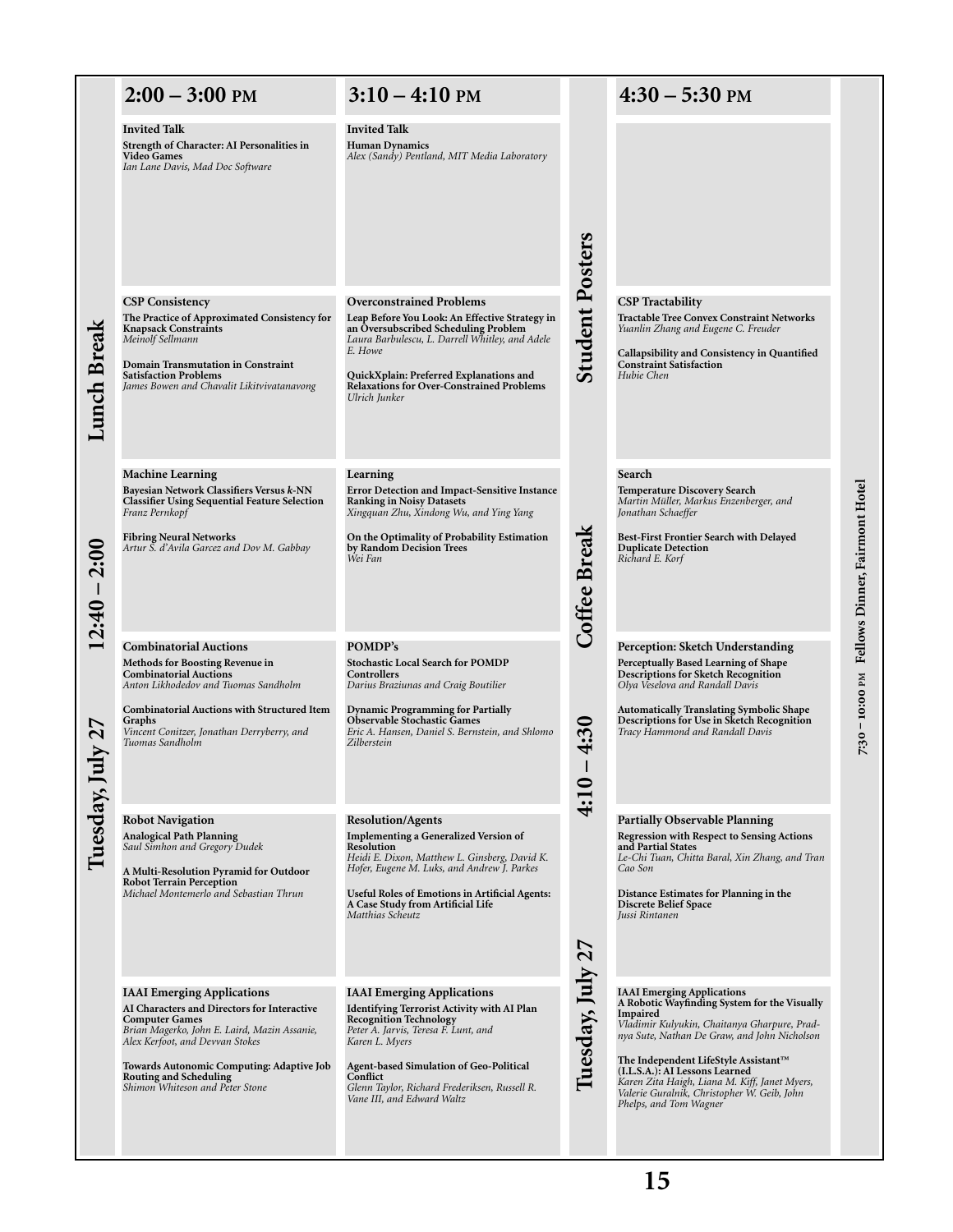# Tuesday, July 27

**Lunch Break 12:40 – 2:00**

## 2:00 – 3:00 PM

**Invited Talk**
**Strength of Character: AI Personalities in Video Games**
*Ian Lane Davis, Mad Doc Software*

**CSP Consistency**
**The Practice of Approximated Consistency for Knapsack Constraints**
*Meinolf Sellmann*

**Domain Transmutation in Constraint Satisfaction Problems**
*James Bowen and Chavalit Likitvivatanavong*

**Machine Learning**
**Bayesian Network Classifiers Versus *k*-NN Classifier Using Sequential Feature Selection**
*Franz Pernkopf*

**Fibring Neural Networks**
*Artur S. d'Avila Garcez and Dov M. Gabbay*

**Combinatorial Auctions**
**Methods for Boosting Revenue in Combinatorial Auctions**
*Anton Likhodedov and Tuomas Sandholm*

**Combinatorial Auctions with Structured Item Graphs**
*Vincent Conitzer, Jonathan Derryberry, and Tuomas Sandholm*

**Robot Navigation**
**Analogical Path Planning**
*Saul Simhon and Gregory Dudek*

**A Multi-Resolution Pyramid for Outdoor Robot Terrain Perception**
*Michael Montemerlo and Sebastian Thrun*

**IAAI Emerging Applications**
**AI Characters and Directors for Interactive Computer Games**
*Brian Magerko, John E. Laird, Mazin Assanie, Alex Kerfoot, and Devvan Stokes*

**Towards Autonomic Computing: Adaptive Job Routing and Scheduling**
*Shimon Whiteson and Peter Stone*

## 3:10 – 4:10 PM

**Invited Talk**
**Human Dynamics**
*Alex (Sandy) Pentland, MIT Media Laboratory*

**Overconstrained Problems**
**Leap Before You Look: An Effective Strategy in an Oversubscribed Scheduling Problem**
*Laura Barbulescu, L. Darrell Whitley, and Adele E. Howe*

**QuickXplain: Preferred Explanations and Relaxations for Over-Constrained Problems**
*Ulrich Junker*

**Learning**
**Error Detection and Impact-Sensitive Instance Ranking in Noisy Datasets**
*Xingquan Zhu, Xindong Wu, and Ying Yang*

**On the Optimality of Probability Estimation by Random Decision Trees**
*Wei Fan*

**POMDP's**
**Stochastic Local Search for POMDP Controllers**
*Darius Braziunas and Craig Boutilier*

**Dynamic Programming for Partially Observable Stochastic Games**
*Eric A. Hansen, Daniel S. Bernstein, and Shlomo Zilberstein*

**Resolution/Agents**
**Implementing a Generalized Version of Resolution**
*Heidi E. Dixon, Matthew L. Ginsberg, David K. Hofer, Eugene M. Luks, and Andrew J. Parkes*

**Useful Roles of Emotions in Artificial Agents: A Case Study from Artificial Life**
*Matthias Scheutz*

**IAAI Emerging Applications**
**Identifying Terrorist Activity with AI Plan Recognition Technology**
*Peter A. Jarvis, Teresa F. Lunt, and Karen L. Myers*

**Agent-based Simulation of Geo-Political Conflict**
*Glenn Taylor, Richard Frederiksen, Russell R. Vane III, and Edward Waltz*

**Student Posters**

**Coffee Break 4:10 – 4:30**

## 4:30 – 5:30 PM

**CSP Tractability**
**Tractable Tree Convex Constraint Networks**
*Yuanlin Zhang and Eugene C. Freuder*

**Callapsibility and Consistency in Quantified Constraint Satisfaction**
*Hubie Chen*

**Search**
**Temperature Discovery Search**
*Martin Müller, Markus Enzenberger, and Jonathan Schaeffer*

**Best-First Frontier Search with Delayed Duplicate Detection**
*Richard E. Korf*

**Perception: Sketch Understanding**
**Perceptually Based Learning of Shape Descriptions for Sketch Recognition**
*Olya Veselova and Randall Davis*

**Automatically Translating Symbolic Shape Descriptions for Use in Sketch Recognition**
*Tracy Hammond and Randall Davis*

**Partially Observable Planning**
**Regression with Respect to Sensing Actions and Partial States**
*Le-Chi Tuan, Chitta Baral, Xin Zhang, and Tran Cao Son*

**Distance Estimates for Planning in the Discrete Belief Space**
*Jussi Rintanen*

**IAAI Emerging Applications**
**A Robotic Wayfinding System for the Visually Impaired**
*Vladimir Kulyukin, Chaitanya Gharpure, Pradnya Sute, Nathan De Graw, and John Nicholson*

**The Independent LifeStyle Assistant™ (I.L.S.A.): AI Lessons Learned**
*Karen Zita Haigh, Liana M. Kiff, Janet Myers, Valerie Guralnik, Christopher W. Geib, John Phelps, and Tom Wagner*

**7:30 – 10:00 PM Fellows Dinner, Fairmont Hotel**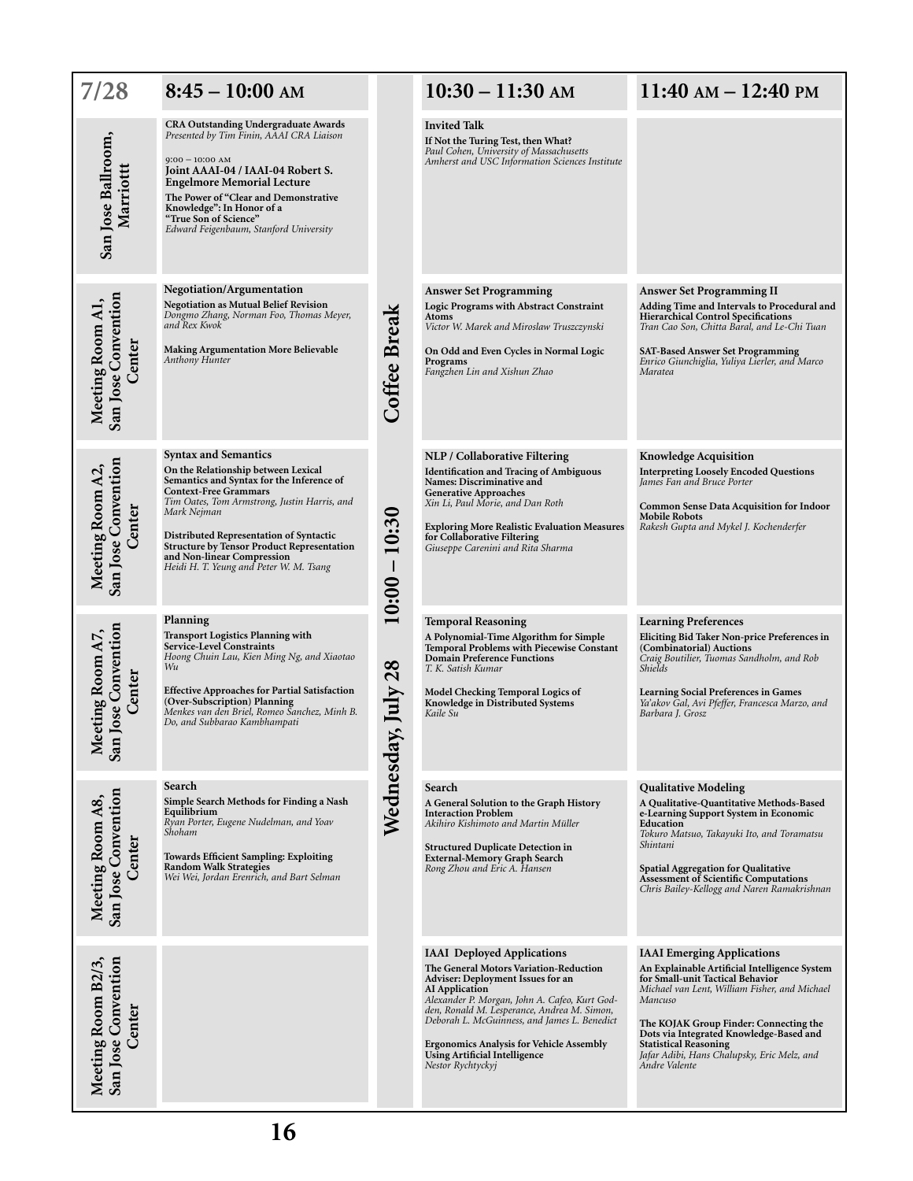| 7/28 | 8:45 – 10:00 AM | | 10:30 – 11:30 AM | 11:40 AM – 12:40 PM |
|---|---|---|---|---|
| **San Jose Ballroom, Marriott** | **CRA Outstanding Undergraduate Awards**<br>*Presented by Tim Finin, AAAI CRA Liaison*<br><br>9:00 – 10:00 AM<br>**Joint AAAI-04 / IAAI-04 Robert S. Engelmore Memorial Lecture**<br>**The Power of "Clear and Demonstrative Knowledge": In Honor of a "True Son of Science"**<br>*Edward Feigenbaum, Stanford University* | **Coffee Break 10:00 – 10:30 Wednesday, July 28** | **Invited Talk**<br>**If Not the Turing Test, then What?**<br>*Paul Cohen, University of Massachusetts Amherst and USC Information Sciences Institute* | |
| **Meeting Room A1, San Jose Convention Center** | **Negotiation/Argumentation**<br>**Negotiation as Mutual Belief Revision**<br>*Dongmo Zhang, Norman Foo, Thomas Meyer, and Rex Kwok*<br><br>**Making Argumentation More Believable**<br>*Anthony Hunter* | | **Answer Set Programming**<br>**Logic Programs with Abstract Constraint Atoms**<br>*Victor W. Marek and Miroslaw Truszczynski*<br><br>**On Odd and Even Cycles in Normal Logic Programs**<br>*Fangzhen Lin and Xishun Zhao* | **Answer Set Programming II**<br>**Adding Time and Intervals to Procedural and Hierarchical Control Specifications**<br>*Tran Cao Son, Chitta Baral, and Le-Chi Tuan*<br><br>**SAT-Based Answer Set Programming**<br>*Enrico Giunchiglia, Yuliya Lierler, and Marco Maratea* |
| **Meeting Room A2, San Jose Convention Center** | **Syntax and Semantics**<br>**On the Relationship between Lexical Semantics and Syntax for the Inference of Context-Free Grammars**<br>*Tim Oates, Tom Armstrong, Justin Harris, and Mark Nejman*<br><br>**Distributed Representation of Syntactic Structure by Tensor Product Representation and Non-linear Compression**<br>*Heidi H. T. Yeung and Peter W. M. Tsang* | | **NLP / Collaborative Filtering**<br>**Identification and Tracing of Ambiguous Names: Discriminative and Generative Approaches**<br>*Xin Li, Paul Morie, and Dan Roth*<br><br>**Exploring More Realistic Evaluation Measures for Collaborative Filtering**<br>*Giuseppe Carenini and Rita Sharma* | **Knowledge Acquisition**<br>**Interpreting Loosely Encoded Questions**<br>*James Fan and Bruce Porter*<br><br>**Common Sense Data Acquisition for Indoor Mobile Robots**<br>*Rakesh Gupta and Mykel J. Kochenderfer* |
| **Meeting Room A7, San Jose Convention Center** | **Planning**<br>**Transport Logistics Planning with Service-Level Constraints**<br>*Hoong Chuin Lau, Kien Ming Ng, and Xiaotao Wu*<br><br>**Effective Approaches for Partial Satisfaction (Over-Subscription) Planning**<br>*Menkes van den Briel, Romeo Sanchez, Minh B. Do, and Subbarao Kambhampati* | | **Temporal Reasoning**<br>**A Polynomial-Time Algorithm for Simple Temporal Problems with Piecewise Constant Domain Preference Functions**<br>*T. K. Satish Kumar*<br><br>**Model Checking Temporal Logics of Knowledge in Distributed Systems**<br>*Kaile Su* | **Learning Preferences**<br>**Eliciting Bid Taker Non-price Preferences in (Combinatorial) Auctions**<br>*Craig Boutilier, Tuomas Sandholm, and Rob Shields*<br><br>**Learning Social Preferences in Games**<br>*Ya'akov Gal, Avi Pfeffer, Francesca Marzo, and Barbara J. Grosz* |
| **Meeting Room A8, San Jose Convention Center** | **Search**<br>**Simple Search Methods for Finding a Nash Equilibrium**<br>*Ryan Porter, Eugene Nudelman, and Yoav Shoham*<br><br>**Towards Efficient Sampling: Exploiting Random Walk Strategies**<br>*Wei Wei, Jordan Erenrich, and Bart Selman* | | **Search**<br>**A General Solution to the Graph History Interaction Problem**<br>*Akihiro Kishimoto and Martin Müller*<br><br>**Structured Duplicate Detection in External-Memory Graph Search**<br>*Rong Zhou and Eric A. Hansen* | **Qualitative Modeling**<br>**A Qualitative-Quantitative Methods-Based e-Learning Support System in Economic Education**<br>*Tokuro Matsuo, Takayuki Ito, and Toramatsu Shintani*<br><br>**Spatial Aggregation for Qualitative Assessment of Scientific Computations**<br>*Chris Bailey-Kellogg and Naren Ramakrishnan* |
| **Meeting Room B2/3, San Jose Convention Center** | | | **IAAI Deployed Applications**<br>**The General Motors Variation-Reduction Adviser: Deployment Issues for an AI Application**<br>*Alexander P. Morgan, John A. Cafeo, Kurt Godden, Ronald M. Lesperance, Andrea M. Simon, Deborah L. McGuinness, and James L. Benedict*<br><br>**Ergonomics Analysis for Vehicle Assembly Using Artificial Intelligence**<br>*Nestor Rychtyckyj* | **IAAI Emerging Applications**<br>**An Explainable Artificial Intelligence System for Small-unit Tactical Behavior**<br>*Michael van Lent, William Fisher, and Michael Mancuso*<br><br>**The KOJAK Group Finder: Connecting the Dots via Integrated Knowledge-Based and Statistical Reasoning**<br>*Jafar Adibi, Hans Chalupsky, Eric Melz, and Andre Valente* |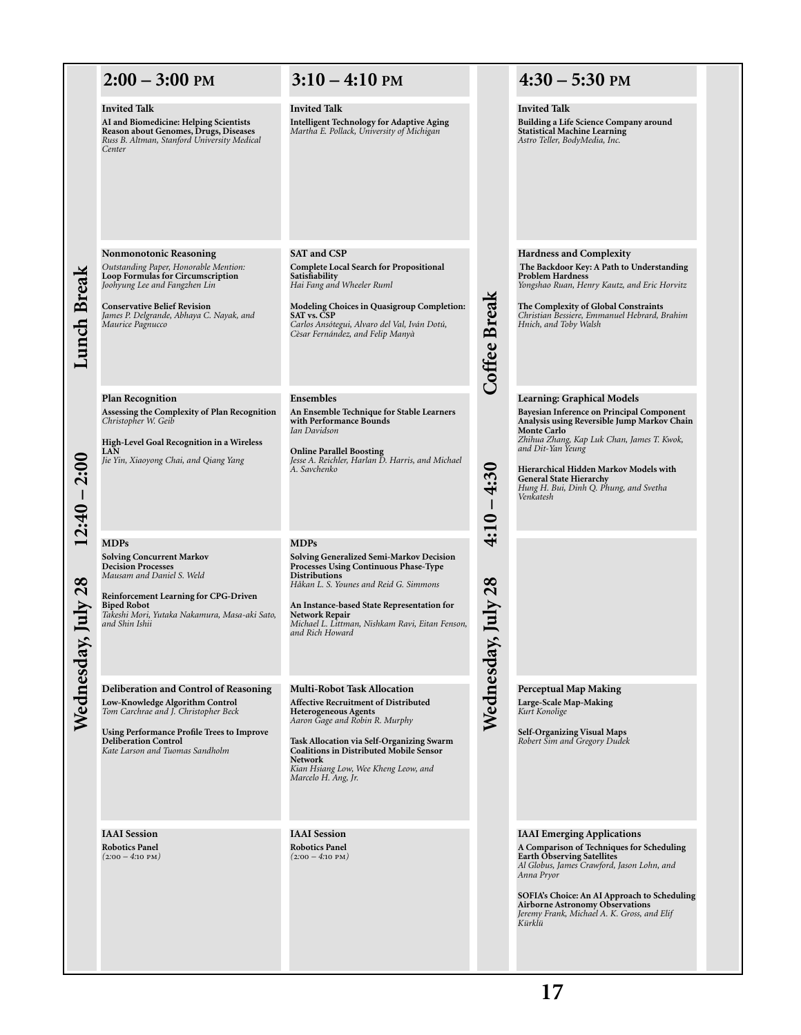**Wednesday, July 28**

**12:40 – 2:00 Lunch Break**

**4:10 – 4:30 Coffee Break**

## 2:00 – 3:00 PM

**Invited Talk**
**AI and Biomedicine: Helping Scientists Reason about Genomes, Drugs, Diseases**
*Russ B. Altman, Stanford University Medical Center*

**Nonmonotonic Reasoning**
*Outstanding Paper, Honorable Mention:*
**Loop Formulas for Circumscription**
*Joohyung Lee and Fangzhen Lin*

**Conservative Belief Revision**
*James P. Delgrande, Abhaya C. Nayak, and Maurice Pagnucco*

**Plan Recognition**
**Assessing the Complexity of Plan Recognition**
*Christopher W. Geib*

**High-Level Goal Recognition in a Wireless LAN**
*Jie Yin, Xiaoyong Chai, and Qiang Yang*

**MDPs**
**Solving Concurrent Markov Decision Processes**
*Mausam and Daniel S. Weld*

**Reinforcement Learning for CPG-Driven Biped Robot**
*Takeshi Mori, Yutaka Nakamura, Masa-aki Sato, and Shin Ishii*

**Deliberation and Control of Reasoning**
**Low-Knowledge Algorithm Control**
*Tom Carchrae and J. Christopher Beck*

**Using Performance Profile Trees to Improve Deliberation Control**
*Kate Larson and Tuomas Sandholm*

**IAAI Session**
**Robotics Panel**
*(2:00 – 4:10 PM)*

## 3:10 – 4:10 PM

**Invited Talk**
**Intelligent Technology for Adaptive Aging**
*Martha E. Pollack, University of Michigan*

**SAT and CSP**
**Complete Local Search for Propositional Satisfiability**
*Hai Fang and Wheeler Ruml*

**Modeling Choices in Quasigroup Completion: SAT vs. CSP**
*Carlos Ansótegui, Alvaro del Val, Iván Dotú, Cèsar Fernández, and Felip Manyà*

**Ensembles**
**An Ensemble Technique for Stable Learners with Performance Bounds**
*Ian Davidson*

**Online Parallel Boosting**
*Jesse A. Reichler, Harlan D. Harris, and Michael A. Savchenko*

**MDPs**
**Solving Generalized Semi-Markov Decision Processes Using Continuous Phase-Type Distributions**
*Håkan L. S. Younes and Reid G. Simmons*

**An Instance-based State Representation for Network Repair**
*Michael L. Littman, Nishkam Ravi, Eitan Fenson, and Rich Howard*

**Multi-Robot Task Allocation**
**Affective Recruitment of Distributed Heterogeneous Agents**
*Aaron Gage and Robin R. Murphy*

**Task Allocation via Self-Organizing Swarm Coalitions in Distributed Mobile Sensor Network**
*Kian Hsiang Low, Wee Kheng Leow, and Marcelo H. Ang, Jr.*

**IAAI Session**
**Robotics Panel**
*(2:00 – 4:10 PM)*

## 4:30 – 5:30 PM

**Invited Talk**
**Building a Life Science Company around Statistical Machine Learning**
*Astro Teller, BodyMedia, Inc.*

**Hardness and Complexity**
**The Backdoor Key: A Path to Understanding Problem Hardness**
*Yongshao Ruan, Henry Kautz, and Eric Horvitz*

**The Complexity of Global Constraints**
*Christian Bessiere, Emmanuel Hebrard, Brahim Hnich, and Toby Walsh*

**Learning: Graphical Models**
**Bayesian Inference on Principal Component Analysis using Reversible Jump Markov Chain Monte Carlo**
*Zhihua Zhang, Kap Luk Chan, James T. Kwok, and Dit-Yan Yeung*

**Hierarchical Hidden Markov Models with General State Hierarchy**
*Hung H. Bui, Dinh Q. Phung, and Svetha Venkatesh*

**Perceptual Map Making**
**Large-Scale Map-Making**
*Kurt Konolige*

**Self-Organizing Visual Maps**
*Robert Sim and Gregory Dudek*

**IAAI Emerging Applications**
**A Comparison of Techniques for Scheduling Earth Observing Satellites**
*Al Globus, James Crawford, Jason Lohn, and Anna Pryor*

**SOFIA's Choice: An AI Approach to Scheduling Airborne Astronomy Observations**
*Jeremy Frank, Michael A. K. Gross, and Elif Kürklü*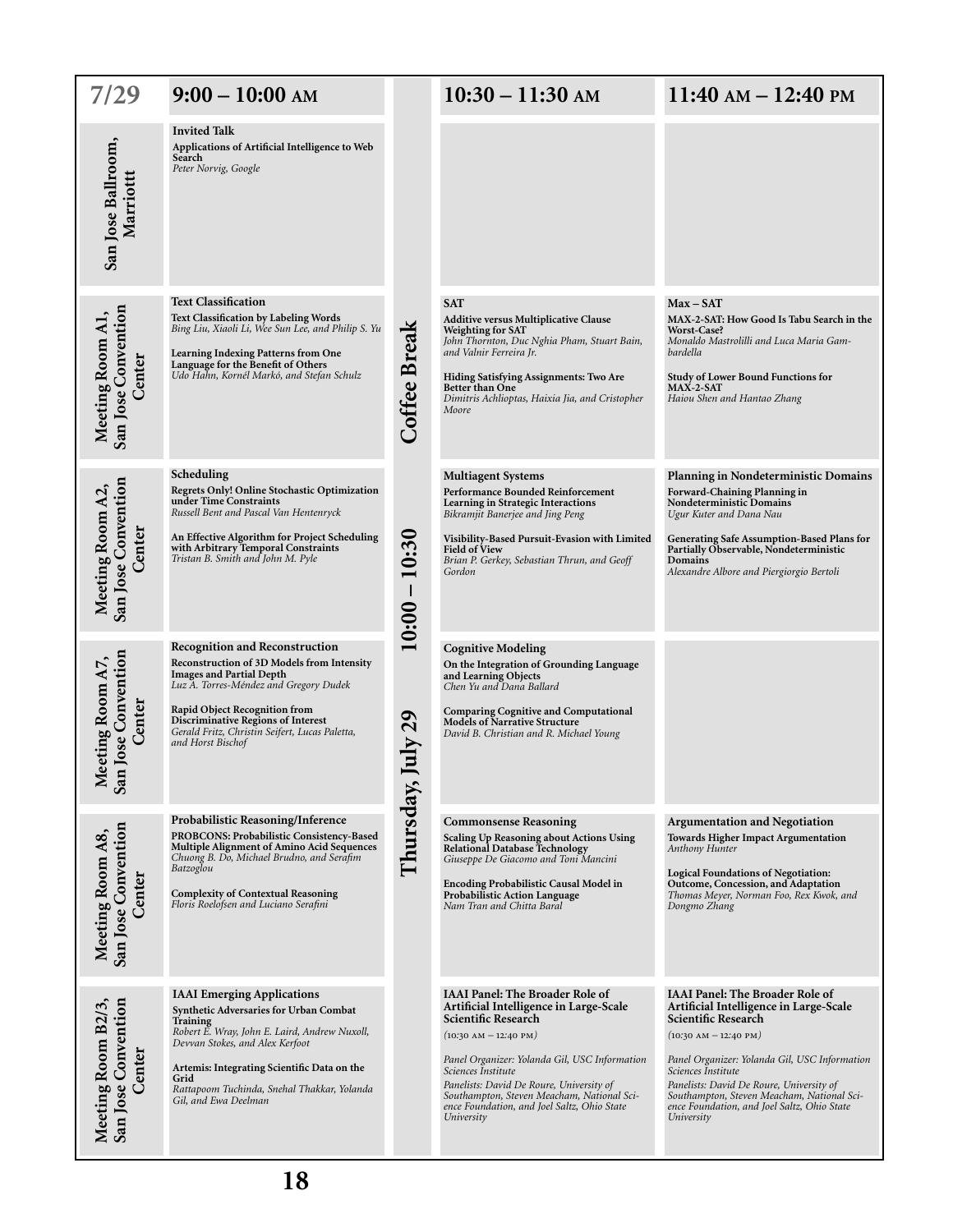| 7/29 | 9:00 – 10:00 AM | | 10:30 – 11:30 AM | 11:40 AM – 12:40 PM |
|---|---|---|---|---|
| **San Jose Ballroom, Marriott** | **Invited Talk**<br>**Applications of Artificial Intelligence to Web Search**<br>*Peter Norvig, Google* | **Coffee Break** | | |
| **Meeting Room A1, San Jose Convention Center** | **Text Classification**<br>**Text Classification by Labeling Words**<br>*Bing Liu, Xiaoli Li, Wee Sun Lee, and Philip S. Yu*<br><br>**Learning Indexing Patterns from One Language for the Benefit of Others**<br>*Udo Hahn, Kornél Markó, and Stefan Schulz* | **10:00 – 10:30** | **SAT**<br>**Additive versus Multiplicative Clause Weighting for SAT**<br>*John Thornton, Duc Nghia Pham, Stuart Bain, and Valnir Ferreira Jr.*<br><br>**Hiding Satisfying Assignments: Two Are Better than One**<br>*Dimitris Achlioptas, Haixia Jia, and Cristopher Moore* | **Max – SAT**<br>**MAX-2-SAT: How Good Is Tabu Search in the Worst-Case?**<br>*Monaldo Mastrolilli and Luca Maria Gambardella*<br><br>**Study of Lower Bound Functions for MAX-2-SAT**<br>*Haiou Shen and Hantao Zhang* |
| **Meeting Room A2, San Jose Convention Center** | **Scheduling**<br>**Regrets Only! Online Stochastic Optimization under Time Constraints**<br>*Russell Bent and Pascal Van Hentenryck*<br><br>**An Effective Algorithm for Project Scheduling with Arbitrary Temporal Constraints**<br>*Tristan B. Smith and John M. Pyle* | **Thursday, July 29** | **Multiagent Systems**<br>**Performance Bounded Reinforcement Learning in Strategic Interactions**<br>*Bikramjit Banerjee and Jing Peng*<br><br>**Visibility-Based Pursuit-Evasion with Limited Field of View**<br>*Brian P. Gerkey, Sebastian Thrun, and Geoff Gordon* | **Planning in Nondeterministic Domains**<br>**Forward-Chaining Planning in Nondeterministic Domains**<br>*Ugur Kuter and Dana Nau*<br><br>**Generating Safe Assumption-Based Plans for Partially Observable, Nondeterministic Domains**<br>*Alexandre Albore and Piergiorgio Bertoli* |
| **Meeting Room A7, San Jose Convention Center** | **Recognition and Reconstruction**<br>**Reconstruction of 3D Models from Intensity Images and Partial Depth**<br>*Luz A. Torres-Méndez and Gregory Dudek*<br><br>**Rapid Object Recognition from Discriminative Regions of Interest**<br>*Gerald Fritz, Christin Seifert, Lucas Paletta, and Horst Bischof* | | **Cognitive Modeling**<br>**On the Integration of Grounding Language and Learning Objects**<br>*Chen Yu and Dana Ballard*<br><br>**Comparing Cognitive and Computational Models of Narrative Structure**<br>*David B. Christian and R. Michael Young* | |
| **Meeting Room A8, San Jose Convention Center** | **Probabilistic Reasoning/Inference**<br>**PROBCONS: Probabilistic Consistency-Based Multiple Alignment of Amino Acid Sequences**<br>*Chuong B. Do, Michael Brudno, and Serafim Batzoglou*<br><br>**Complexity of Contextual Reasoning**<br>*Floris Roelofsen and Luciano Serafini* | | **Commonsense Reasoning**<br>**Scaling Up Reasoning about Actions Using Relational Database Technology**<br>*Giuseppe De Giacomo and Toni Mancini*<br><br>**Encoding Probabilistic Causal Model in Probabilistic Action Language**<br>*Nam Tran and Chitta Baral* | **Argumentation and Negotiation**<br>**Towards Higher Impact Argumentation**<br>*Anthony Hunter*<br><br>**Logical Foundations of Negotiation: Outcome, Concession, and Adaptation**<br>*Thomas Meyer, Norman Foo, Rex Kwok, and Dongmo Zhang* |
| **Meeting Room B2/3, San Jose Convention Center** | **IAAI Emerging Applications**<br>**Synthetic Adversaries for Urban Combat Training**<br>*Robert E. Wray, John E. Laird, Andrew Nuxoll, Devvan Stokes, and Alex Kerfoot*<br><br>**Artemis: Integrating Scientific Data on the Grid**<br>*Rattapoom Tuchinda, Snehal Thakkar, Yolanda Gil, and Ewa Deelman* | | **IAAI Panel: The Broader Role of Artificial Intelligence in Large-Scale Scientific Research**<br>*(10:30 AM – 12:40 PM)*<br><br>*Panel Organizer: Yolanda Gil, USC Information Sciences Institute*<br>*Panelists: David De Roure, University of Southampton, Steven Meacham, National Science Foundation, and Joel Saltz, Ohio State University* | **IAAI Panel: The Broader Role of Artificial Intelligence in Large-Scale Scientific Research**<br>*(10:30 AM – 12:40 PM)*<br><br>*Panel Organizer: Yolanda Gil, USC Information Sciences Institute*<br>*Panelists: David De Roure, University of Southampton, Steven Meacham, National Science Foundation, and Joel Saltz, Ohio State University* |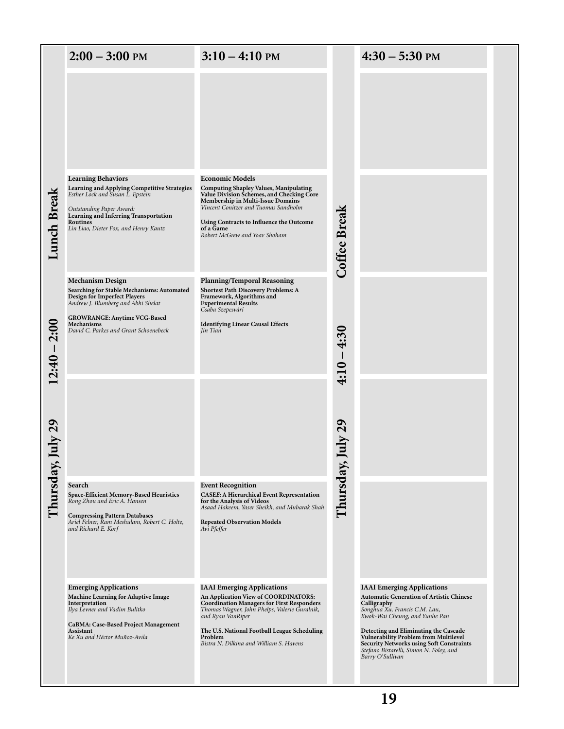## Thursday, July 29

**Lunch Break 12:40 – 2:00**

**Coffee Break 4:10 – 4:30**

| Room | 2:00 – 3:00 PM | 3:10 – 4:10 PM | 4:30 – 5:30 PM |
|---|---|---|---|
| | | | |
| | **Learning Behaviors**<br>**Learning and Applying Competitive Strategies**<br>*Esther Lock and Susan L. Epstein*<br><br>*Outstanding Paper Award:*<br>**Learning and Inferring Transportation Routines**<br>*Lin Liao, Dieter Fox, and Henry Kautz* | **Economic Models**<br>**Computing Shapley Values, Manipulating Value Division Schemes, and Checking Core Membership in Multi-Issue Domains**<br>*Vincent Conitzer and Tuomas Sandholm*<br><br>**Using Contracts to Influence the Outcome of a Game**<br>*Robert McGrew and Yoav Shoham* | |
| | **Mechanism Design**<br>**Searching for Stable Mechanisms: Automated Design for Imperfect Players**<br>*Andrew J. Blumberg and Abhi Shelat*<br><br>**GROWRANGE: Anytime VCG-Based Mechanisms**<br>*David C. Parkes and Grant Schoenebeck* | **Planning/Temporal Reasoning**<br>**Shortest Path Discovery Problems: A Framework, Algorithms and Experimental Results**<br>*Csaba Szepesvári*<br><br>**Identifying Linear Causal Effects**<br>*Jin Tian* | |
| | | | |
| | **Search**<br>**Space-Efficient Memory-Based Heuristics**<br>*Rong Zhou and Eric A. Hansen*<br><br>**Compressing Pattern Databases**<br>*Ariel Felner, Ram Meshulam, Robert C. Holte, and Richard E. Korf* | **Event Recognition**<br>**CASEE: A Hierarchical Event Representation for the Analysis of Videos**<br>*Asaad Hakeem, Yaser Sheikh, and Mubarak Shah*<br><br>**Repeated Observation Models**<br>*Avi Pfeffer* | |
| | **Emerging Applications**<br>**Machine Learning for Adaptive Image Interpretation**<br>*Ilya Levner and Vadim Bulitko*<br><br>**CaBMA: Case-Based Project Management Assistant**<br>*Ke Xu and Héctor Muñoz-Avila* | **IAAI Emerging Applications**<br>**An Application View of COORDINATORS: Coordination Managers for First Responders**<br>*Thomas Wagner, John Phelps, Valerie Guralnik, and Ryan VanRiper*<br><br>**The U.S. National Football League Scheduling Problem**<br>*Bistra N. Dilkina and William S. Havens* | **IAAI Emerging Applications**<br>**Automatic Generation of Artistic Chinese Calligraphy**<br>*Songhua Xu, Francis C.M. Lau, Kwok-Wai Cheung, and Yunhe Pan*<br><br>**Detecting and Eliminating the Cascade Vulnerability Problem from Multilevel Security Networks using Soft Constraints**<br>*Stefano Bistarelli, Simon N. Foley, and Barry O'Sullivan* |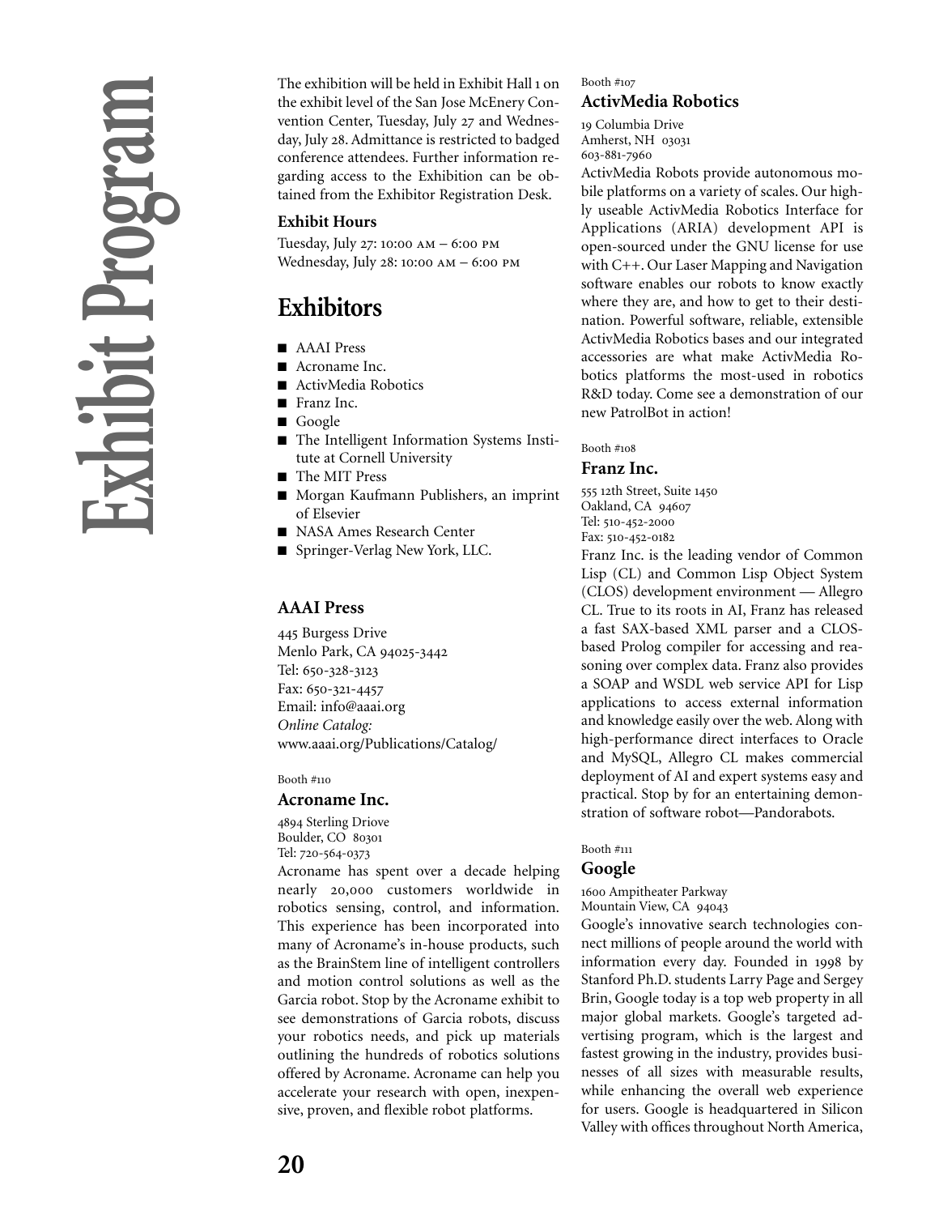# Exhibit Program

The exhibition will be held in Exhibit Hall 1 on the exhibit level of the San Jose McEnery Convention Center, Tuesday, July 27 and Wednesday, July 28. Admittance is restricted to badged conference attendees. Further information regarding access to the Exhibition can be obtained from the Exhibitor Registration Desk.

### Exhibit Hours

Tuesday, July 27: 10:00 AM – 6:00 PM
Wednesday, July 28: 10:00 AM – 6:00 PM

## Exhibitors

- AAAI Press
- Acroname Inc.
- ActivMedia Robotics
- Franz Inc.
- Google
- The Intelligent Information Systems Institute at Cornell University
- The MIT Press
- Morgan Kaufmann Publishers, an imprint of Elsevier
- NASA Ames Research Center
- Springer-Verlag New York, LLC.

### AAAI Press

445 Burgess Drive
Menlo Park, CA 94025-3442
Tel: 650-328-3123
Fax: 650-321-4457
Email: info@aaai.org
*Online Catalog:*
www.aaai.org/Publications/Catalog/

Booth #110

### Acroname Inc.

4894 Sterling Driove
Boulder, CO 80301
Tel: 720-564-0373

Acroname has spent over a decade helping nearly 20,000 customers worldwide in robotics sensing, control, and information. This experience has been incorporated into many of Acroname's in-house products, such as the BrainStem line of intelligent controllers and motion control solutions as well as the Garcia robot. Stop by the Acroname exhibit to see demonstrations of Garcia robots, discuss your robotics needs, and pick up materials outlining the hundreds of robotics solutions offered by Acroname. Acroname can help you accelerate your research with open, inexpensive, proven, and flexible robot platforms.

Booth #107

### ActivMedia Robotics

19 Columbia Drive
Amherst, NH 03031
603-881-7960

ActivMedia Robots provide autonomous mobile platforms on a variety of scales. Our highly useable ActivMedia Robotics Interface for Applications (ARIA) development API is open-sourced under the GNU license for use with C++. Our Laser Mapping and Navigation software enables our robots to know exactly where they are, and how to get to their destination. Powerful software, reliable, extensible ActivMedia Robotics bases and our integrated accessories are what make ActivMedia Robotics platforms the most-used in robotics R&D today. Come see a demonstration of our new PatrolBot in action!

Booth #108

### Franz Inc.

555 12th Street, Suite 1450
Oakland, CA 94607
Tel: 510-452-2000
Fax: 510-452-0182

Franz Inc. is the leading vendor of Common Lisp (CL) and Common Lisp Object System (CLOS) development environment — Allegro CL. True to its roots in AI, Franz has released a fast SAX-based XML parser and a CLOS-based Prolog compiler for accessing and reasoning over complex data. Franz also provides a SOAP and WSDL web service API for Lisp applications to access external information and knowledge easily over the web. Along with high-performance direct interfaces to Oracle and MySQL, Allegro CL makes commercial deployment of AI and expert systems easy and practical. Stop by for an entertaining demonstration of software robot—Pandorabots.

Booth #111

### Google

1600 Ampitheater Parkway
Mountain View, CA 94043

Google's innovative search technologies connect millions of people around the world with information every day. Founded in 1998 by Stanford Ph.D. students Larry Page and Sergey Brin, Google today is a top web property in all major global markets. Google's targeted advertising program, which is the largest and fastest growing in the industry, provides businesses of all sizes with measurable results, while enhancing the overall web experience for users. Google is headquartered in Silicon Valley with offices throughout North America,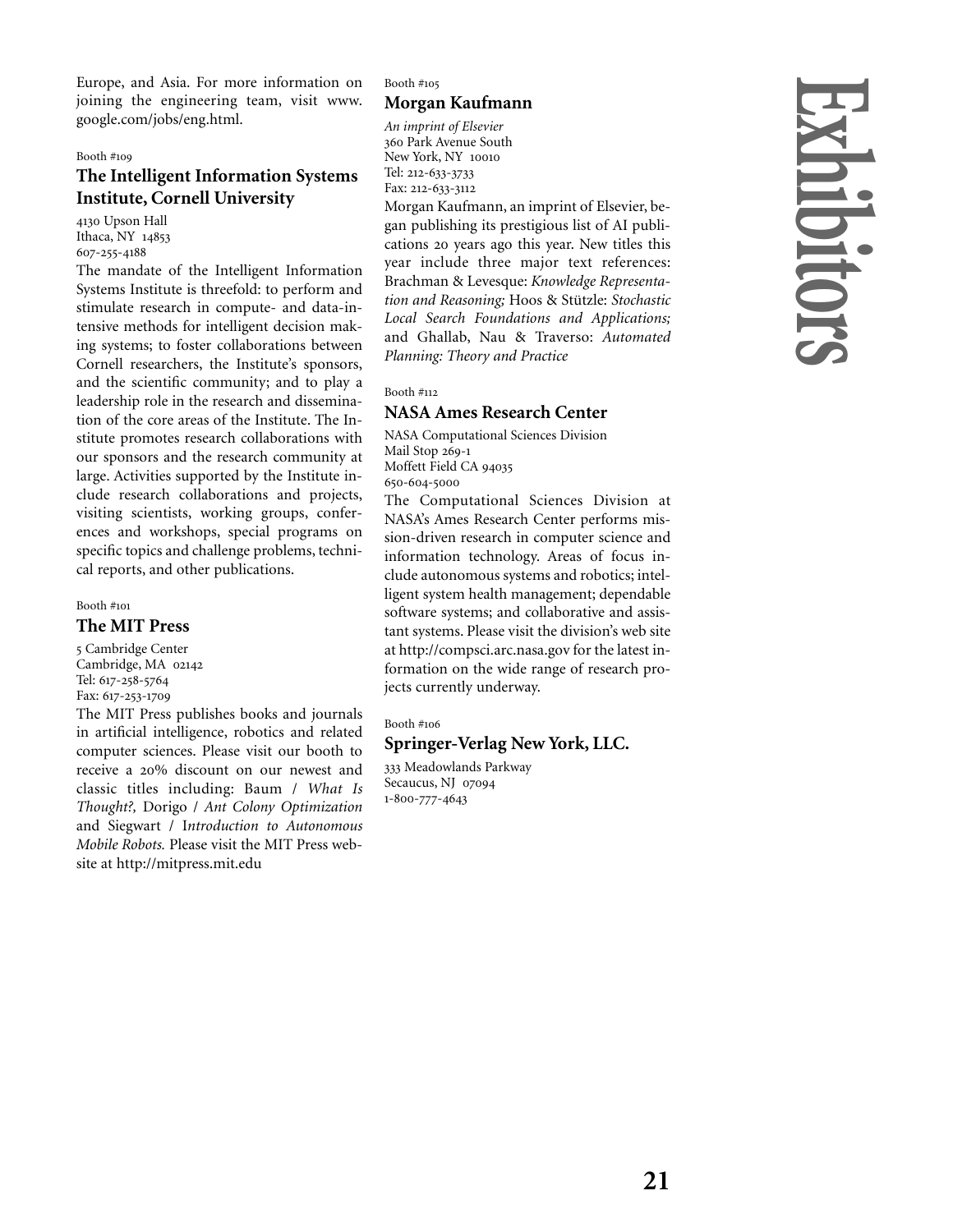Europe, and Asia. For more information on joining the engineering team, visit www.google.com/jobs/eng.html.

Booth #109

### The Intelligent Information Systems Institute, Cornell University

4130 Upson Hall
Ithaca, NY 14853
607-255-4188

The mandate of the Intelligent Information Systems Institute is threefold: to perform and stimulate research in compute- and data-intensive methods for intelligent decision making systems; to foster collaborations between Cornell researchers, the Institute's sponsors, and the scientific community; and to play a leadership role in the research and dissemination of the core areas of the Institute. The Institute promotes research collaborations with our sponsors and the research community at large. Activities supported by the Institute include research collaborations and projects, visiting scientists, working groups, conferences and workshops, special programs on specific topics and challenge problems, technical reports, and other publications.

Booth #101

### The MIT Press

5 Cambridge Center
Cambridge, MA 02142
Tel: 617-258-5764
Fax: 617-253-1709

The MIT Press publishes books and journals in artificial intelligence, robotics and related computer sciences. Please visit our booth to receive a 20% discount on our newest and classic titles including: Baum / *What Is Thought?,* Dorigo / *Ant Colony Optimization* and Siegwart / *Introduction to Autonomous Mobile Robots.* Please visit the MIT Press website at http://mitpress.mit.edu

Booth #105

### Morgan Kaufmann

*An imprint of Elsevier*
360 Park Avenue South
New York, NY 10010
Tel: 212-633-3733
Fax: 212-633-3112

Morgan Kaufmann, an imprint of Elsevier, began publishing its prestigious list of AI publications 20 years ago this year. New titles this year include three major text references: Brachman & Levesque: *Knowledge Representation and Reasoning;* Hoos & Stützle: *Stochastic Local Search Foundations and Applications;* and Ghallab, Nau & Traverso: *Automated Planning: Theory and Practice*

Booth #112

### NASA Ames Research Center

NASA Computational Sciences Division
Mail Stop 269-1
Moffett Field CA 94035
650-604-5000

The Computational Sciences Division at NASA's Ames Research Center performs mission-driven research in computer science and information technology. Areas of focus include autonomous systems and robotics; intelligent system health management; dependable software systems; and collaborative and assistant systems. Please visit the division's web site at http://compsci.arc.nasa.gov for the latest information on the wide range of research projects currently underway.

Booth #106

### Springer-Verlag New York, LLC.

333 Meadowlands Parkway
Secaucus, NJ 07094
1-800-777-4643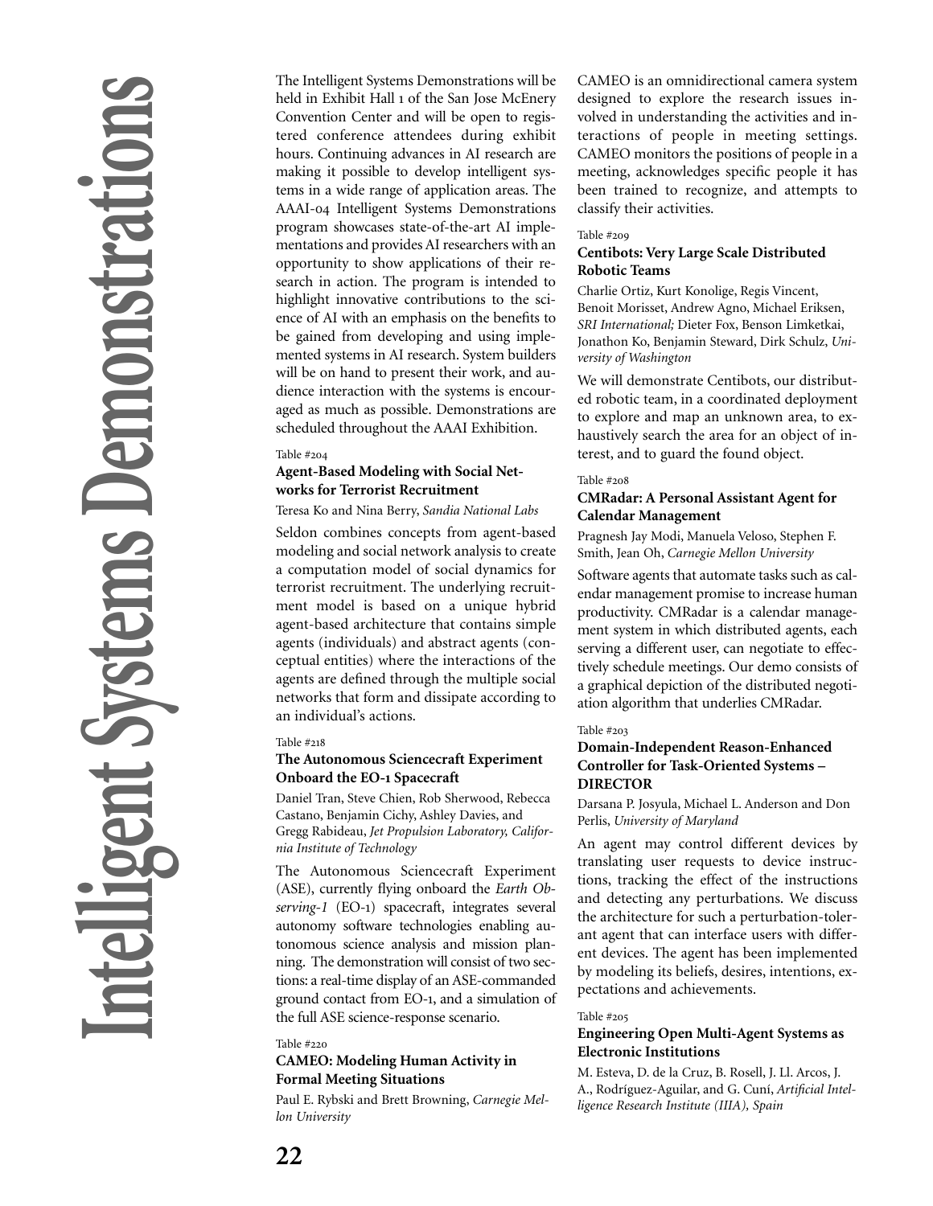# Intelligent Systems Demonstrations

The Intelligent Systems Demonstrations will be held in Exhibit Hall 1 of the San Jose McEnery Convention Center and will be open to registered conference attendees during exhibit hours. Continuing advances in AI research are making it possible to develop intelligent systems in a wide range of application areas. The AAAI-04 Intelligent Systems Demonstrations program showcases state-of-the-art AI implementations and provides AI researchers with an opportunity to show applications of their research in action. The program is intended to highlight innovative contributions to the science of AI with an emphasis on the benefits to be gained from developing and using implemented systems in AI research. System builders will be on hand to present their work, and audience interaction with the systems is encouraged as much as possible. Demonstrations are scheduled throughout the AAAI Exhibition.

Table #204

### Agent-Based Modeling with Social Networks for Terrorist Recruitment

Teresa Ko and Nina Berry, *Sandia National Labs*

Seldon combines concepts from agent-based modeling and social network analysis to create a computation model of social dynamics for terrorist recruitment. The underlying recruitment model is based on a unique hybrid agent-based architecture that contains simple agents (individuals) and abstract agents (conceptual entities) where the interactions of the agents are defined through the multiple social networks that form and dissipate according to an individual's actions.

Table #218

### The Autonomous Sciencecraft Experiment Onboard the EO-1 Spacecraft

Daniel Tran, Steve Chien, Rob Sherwood, Rebecca Castano, Benjamin Cichy, Ashley Davies, and Gregg Rabideau, *Jet Propulsion Laboratory, California Institute of Technology*

The Autonomous Sciencecraft Experiment (ASE), currently flying onboard the *Earth Observing-1* (EO-1) spacecraft, integrates several autonomy software technologies enabling autonomous science analysis and mission planning. The demonstration will consist of two sections: a real-time display of an ASE-commanded ground contact from EO-1, and a simulation of the full ASE science-response scenario.

Table #220

### CAMEO: Modeling Human Activity in Formal Meeting Situations

Paul E. Rybski and Brett Browning, *Carnegie Mellon University*

CAMEO is an omnidirectional camera system designed to explore the research issues involved in understanding the activities and interactions of people in meeting settings. CAMEO monitors the positions of people in a meeting, acknowledges specific people it has been trained to recognize, and attempts to classify their activities.

Table #209

### Centibots: Very Large Scale Distributed Robotic Teams

Charlie Ortiz, Kurt Konolige, Regis Vincent, Benoit Morisset, Andrew Agno, Michael Eriksen, *SRI International;* Dieter Fox, Benson Limketkai, Jonathon Ko, Benjamin Steward, Dirk Schulz, *University of Washington*

We will demonstrate Centibots, our distributed robotic team, in a coordinated deployment to explore and map an unknown area, to exhaustively search the area for an object of interest, and to guard the found object.

Table #208

### CMRadar: A Personal Assistant Agent for Calendar Management

Pragnesh Jay Modi, Manuela Veloso, Stephen F. Smith, Jean Oh, *Carnegie Mellon University*

Software agents that automate tasks such as calendar management promise to increase human productivity. CMRadar is a calendar management system in which distributed agents, each serving a different user, can negotiate to effectively schedule meetings. Our demo consists of a graphical depiction of the distributed negotiation algorithm that underlies CMRadar.

Table #203

### Domain-Independent Reason-Enhanced Controller for Task-Oriented Systems – DIRECTOR

Darsana P. Josyula, Michael L. Anderson and Don Perlis, *University of Maryland*

An agent may control different devices by translating user requests to device instructions, tracking the effect of the instructions and detecting any perturbations. We discuss the architecture for such a perturbation-tolerant agent that can interface users with different devices. The agent has been implemented by modeling its beliefs, desires, intentions, expectations and achievements.

Table #205

### Engineering Open Multi-Agent Systems as Electronic Institutions

M. Esteva, D. de la Cruz, B. Rosell, J. Ll. Arcos, J. A., Rodríguez-Aguilar, and G. Cuní, *Artificial Intelligence Research Institute (IIIA), Spain*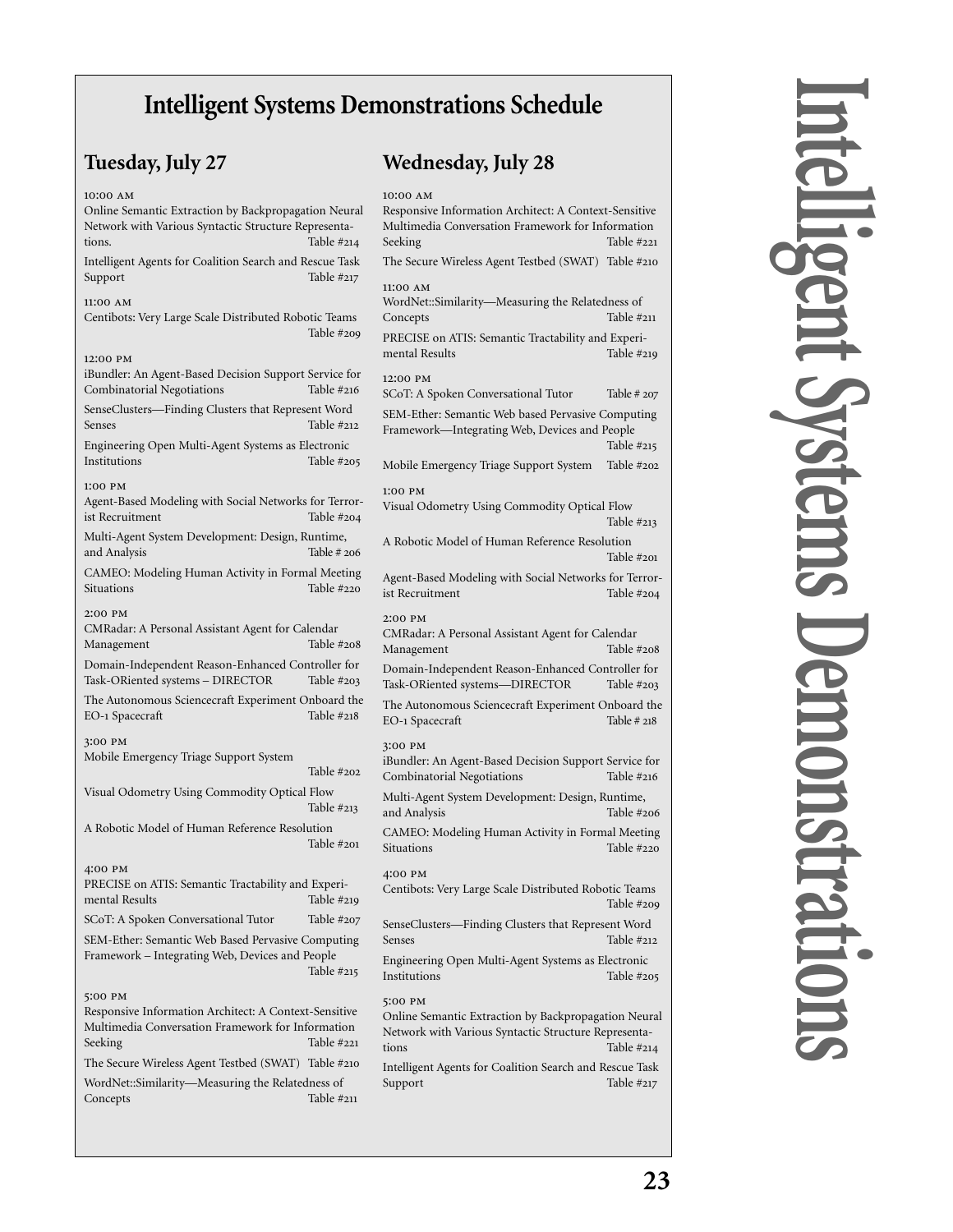# Intelligent Systems Demonstrations Schedule

## Tuesday, July 27

**10:00 AM**

Online Semantic Extraction by Backpropagation Neural Network with Various Syntactic Structure Representations. Table #214

Intelligent Agents for Coalition Search and Rescue Task Support Table #217

**11:00 AM**

Centibots: Very Large Scale Distributed Robotic Teams Table #209

**12:00 PM**

iBundler: An Agent-Based Decision Support Service for Combinatorial Negotiations Table #216

SenseClusters—Finding Clusters that Represent Word Senses Table #212

Engineering Open Multi-Agent Systems as Electronic Institutions Table #205

**1:00 PM**

Agent-Based Modeling with Social Networks for Terrorist Recruitment Table #204

Multi-Agent System Development: Design, Runtime, and Analysis Table # 206

CAMEO: Modeling Human Activity in Formal Meeting Situations Table #220

**2:00 PM**

CMRadar: A Personal Assistant Agent for Calendar Management Table #208

Domain-Independent Reason-Enhanced Controller for Task-ORiented systems – DIRECTOR Table #203

The Autonomous Sciencecraft Experiment Onboard the EO-1 Spacecraft Table #218

**3:00 PM**

Mobile Emergency Triage Support System Table #202

Visual Odometry Using Commodity Optical Flow Table #213

A Robotic Model of Human Reference Resolution Table #201

**4:00 PM**

PRECISE on ATIS: Semantic Tractability and Experimental Results Table #219

SCoT: A Spoken Conversational Tutor Table #207

SEM-Ether: Semantic Web Based Pervasive Computing Framework – Integrating Web, Devices and People Table #215

**5:00 PM**

Responsive Information Architect: A Context-Sensitive Multimedia Conversation Framework for Information Seeking Table #221

The Secure Wireless Agent Testbed (SWAT) Table #210

WordNet::Similarity—Measuring the Relatedness of Concepts Table #211

## Wednesday, July 28

**10:00 AM**

Responsive Information Architect: A Context-Sensitive Multimedia Conversation Framework for Information Seeking Table #221

The Secure Wireless Agent Testbed (SWAT) Table #210

**11:00 AM**

WordNet::Similarity—Measuring the Relatedness of Concepts Table #211

PRECISE on ATIS: Semantic Tractability and Experimental Results Table #219

**12:00 PM**

SCoT: A Spoken Conversational Tutor Table # 207

SEM-Ether: Semantic Web based Pervasive Computing Framework—Integrating Web, Devices and People Table #215

Mobile Emergency Triage Support System Table #202

**1:00 PM**

Visual Odometry Using Commodity Optical Flow Table #213

A Robotic Model of Human Reference Resolution Table #201

Agent-Based Modeling with Social Networks for Terrorist Recruitment Table #204

**2:00 PM**

CMRadar: A Personal Assistant Agent for Calendar Management Table #208

Domain-Independent Reason-Enhanced Controller for Task-ORiented systems—DIRECTOR Table #203

The Autonomous Sciencecraft Experiment Onboard the EO-1 Spacecraft Table # 218

**3:00 PM**

iBundler: An Agent-Based Decision Support Service for Combinatorial Negotiations Table #216

Multi-Agent System Development: Design, Runtime, and Analysis Table #206

CAMEO: Modeling Human Activity in Formal Meeting Situations Table #220

**4:00 PM**

Centibots: Very Large Scale Distributed Robotic Teams Table #209

SenseClusters—Finding Clusters that Represent Word Senses Table #212

Engineering Open Multi-Agent Systems as Electronic Institutions Table #205

**5:00 PM**

Online Semantic Extraction by Backpropagation Neural Network with Various Syntactic Structure Representations Table #214

Intelligent Agents for Coalition Search and Rescue Task Support Table #217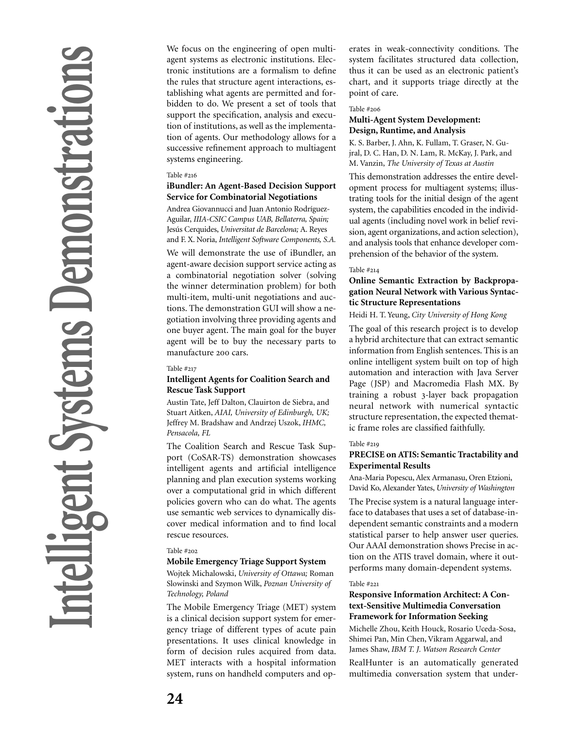We focus on the engineering of open multi-agent systems as electronic institutions. Electronic institutions are a formalism to define the rules that structure agent interactions, establishing what agents are permitted and forbidden to do. We present a set of tools that support the specification, analysis and execution of institutions, as well as the implementation of agents. Our methodology allows for a successive refinement approach to multiagent systems engineering.

Table #216

### iBundler: An Agent-Based Decision Support Service for Combinatorial Negotiations

Andrea Giovannucci and Juan Antonio Rodríguez-Aguilar, *IIIA-CSIC Campus UAB, Bellaterra, Spain;* Jesús Cerquides, *Universitat de Barcelona;* A. Reyes and F. X. Noria, *Intelligent Software Components, S.A.*

We will demonstrate the use of iBundler, an agent-aware decision support service acting as a combinatorial negotiation solver (solving the winner determination problem) for both multi-item, multi-unit negotiations and auctions. The demonstration GUI will show a negotiation involving three providing agents and one buyer agent. The main goal for the buyer agent will be to buy the necessary parts to manufacture 200 cars.

Table #217

### Intelligent Agents for Coalition Search and Rescue Task Support

Austin Tate, Jeff Dalton, Clauirton de Siebra, and Stuart Aitken, *AIAI, University of Edinburgh, UK;* Jeffrey M. Bradshaw and Andrzej Uszok, *IHMC, Pensacola, FL*

The Coalition Search and Rescue Task Support (CoSAR-TS) demonstration showcases intelligent agents and artificial intelligence planning and plan execution systems working over a computational grid in which different policies govern who can do what. The agents use semantic web services to dynamically discover medical information and to find local rescue resources.

Table #202

### Mobile Emergency Triage Support System

Wojtek Michalowski, *University of Ottawa;* Roman Slowinski and Szymon Wilk, *Poznan University of Technology, Poland*

The Mobile Emergency Triage (MET) system is a clinical decision support system for emergency triage of different types of acute pain presentations. It uses clinical knowledge in form of decision rules acquired from data. MET interacts with a hospital information system, runs on handheld computers and operates in weak-connectivity conditions. The system facilitates structured data collection, thus it can be used as an electronic patient's chart, and it supports triage directly at the point of care.

Table #206

### Multi-Agent System Development: Design, Runtime, and Analysis

K. S. Barber, J. Ahn, K. Fullam, T. Graser, N. Gujral, D. C. Han, D. N. Lam, R. McKay, J. Park, and M. Vanzin, *The University of Texas at Austin*

This demonstration addresses the entire development process for multiagent systems; illustrating tools for the initial design of the agent system, the capabilities encoded in the individual agents (including novel work in belief revision, agent organizations, and action selection), and analysis tools that enhance developer comprehension of the behavior of the system.

Table #214

### Online Semantic Extraction by Backpropagation Neural Network with Various Syntactic Structure Representations

Heidi H. T. Yeung, *City University of Hong Kong*

The goal of this research project is to develop a hybrid architecture that can extract semantic information from English sentences. This is an online intelligent system built on top of high automation and interaction with Java Server Page (JSP) and Macromedia Flash MX. By training a robust 3-layer back propagation neural network with numerical syntactic structure representation, the expected thematic frame roles are classified faithfully.

Table #219

### PRECISE on ATIS: Semantic Tractability and Experimental Results

Ana-Maria Popescu, Alex Armanasu, Oren Etzioni, David Ko, Alexander Yates, *University of Washington*

The Precise system is a natural language interface to databases that uses a set of database-independent semantic constraints and a modern statistical parser to help answer user queries. Our AAAI demonstration shows Precise in action on the ATIS travel domain, where it outperforms many domain-dependent systems.

Table #221

### Responsive Information Architect: A Context-Sensitive Multimedia Conversation Framework for Information Seeking

Michelle Zhou, Keith Houck, Rosario Uceda-Sosa, Shimei Pan, Min Chen, Vikram Aggarwal, and James Shaw, *IBM T. J. Watson Research Center*

RealHunter is an automatically generated multimedia conversation system that under-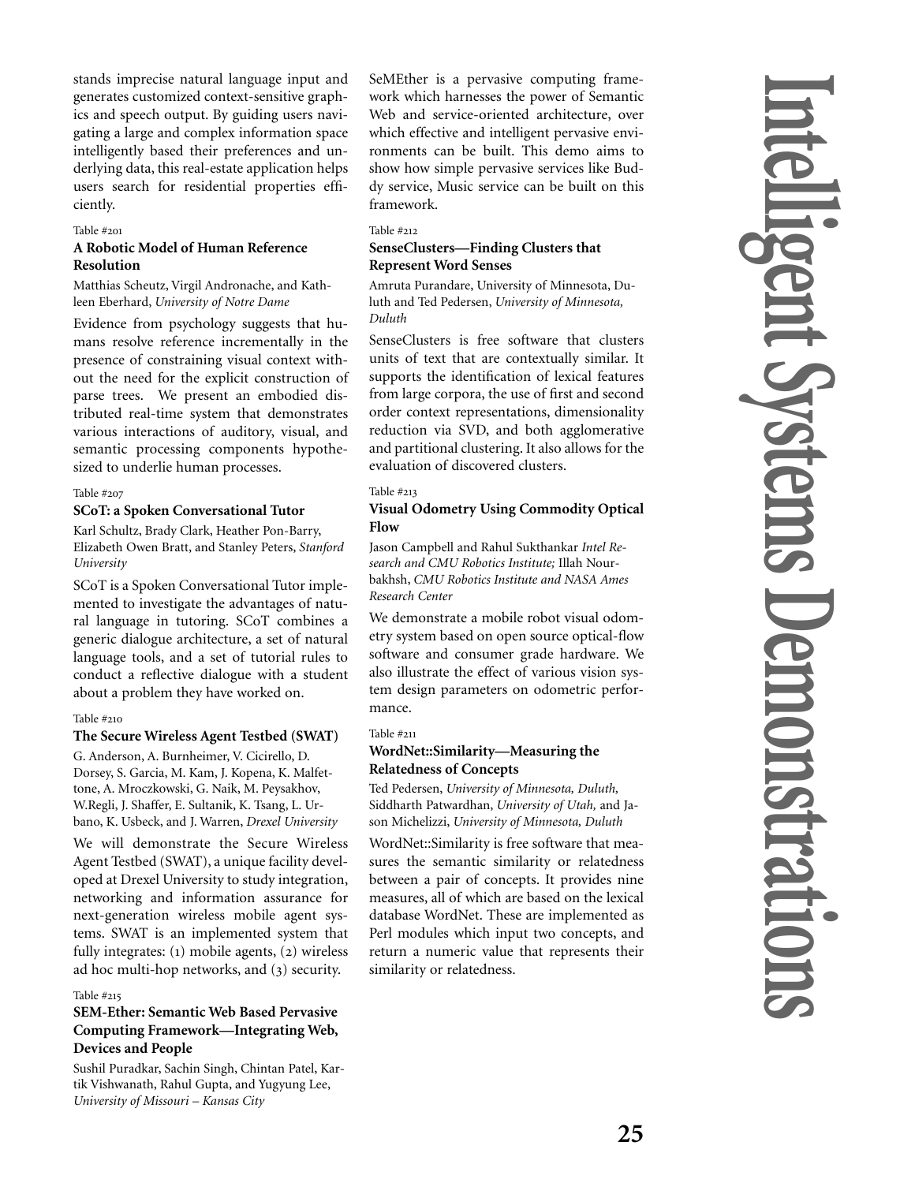stands imprecise natural language input and generates customized context-sensitive graphics and speech output. By guiding users navigating a large and complex information space intelligently based their preferences and underlying data, this real-estate application helps users search for residential properties efficiently.

Table #201

### A Robotic Model of Human Reference Resolution

Matthias Scheutz, Virgil Andronache, and Kathleen Eberhard, *University of Notre Dame*

Evidence from psychology suggests that humans resolve reference incrementally in the presence of constraining visual context without the need for the explicit construction of parse trees. We present an embodied distributed real-time system that demonstrates various interactions of auditory, visual, and semantic processing components hypothesized to underlie human processes.

Table #207

### SCoT: a Spoken Conversational Tutor

Karl Schultz, Brady Clark, Heather Pon-Barry, Elizabeth Owen Bratt, and Stanley Peters, *Stanford University*

SCoT is a Spoken Conversational Tutor implemented to investigate the advantages of natural language in tutoring. SCoT combines a generic dialogue architecture, a set of natural language tools, and a set of tutorial rules to conduct a reflective dialogue with a student about a problem they have worked on.

Table #210

### The Secure Wireless Agent Testbed (SWAT)

G. Anderson, A. Burnheimer, V. Cicirello, D. Dorsey, S. Garcia, M. Kam, J. Kopena, K. Malfettone, A. Mroczkowski, G. Naik, M. Peysakhov, W.Regli, J. Shaffer, E. Sultanik, K. Tsang, L. Urbano, K. Usbeck, and J. Warren, *Drexel University*

We will demonstrate the Secure Wireless Agent Testbed (SWAT), a unique facility developed at Drexel University to study integration, networking and information assurance for next-generation wireless mobile agent systems. SWAT is an implemented system that fully integrates: (1) mobile agents, (2) wireless ad hoc multi-hop networks, and (3) security.

Table #215

### SEM-Ether: Semantic Web Based Pervasive Computing Framework—Integrating Web, Devices and People

Sushil Puradkar, Sachin Singh, Chintan Patel, Kartik Vishwanath, Rahul Gupta, and Yugyung Lee, *University of Missouri – Kansas City*

SeMEther is a pervasive computing framework which harnesses the power of Semantic Web and service-oriented architecture, over which effective and intelligent pervasive environments can be built. This demo aims to show how simple pervasive services like Buddy service, Music service can be built on this framework.

Table #212

### SenseClusters—Finding Clusters that Represent Word Senses

Amruta Purandare, University of Minnesota, Duluth and Ted Pedersen, *University of Minnesota, Duluth*

SenseClusters is free software that clusters units of text that are contextually similar. It supports the identification of lexical features from large corpora, the use of first and second order context representations, dimensionality reduction via SVD, and both agglomerative and partitional clustering. It also allows for the evaluation of discovered clusters.

Table #213

### Visual Odometry Using Commodity Optical Flow

Jason Campbell and Rahul Sukthankar *Intel Research and CMU Robotics Institute;* Illah Nourbakhsh, *CMU Robotics Institute and NASA Ames Research Center*

We demonstrate a mobile robot visual odometry system based on open source optical-flow software and consumer grade hardware. We also illustrate the effect of various vision system design parameters on odometric performance.

Table #211

### WordNet::Similarity—Measuring the Relatedness of Concepts

Ted Pedersen, *University of Minnesota, Duluth,* Siddharth Patwardhan, *University of Utah,* and Jason Michelizzi, *University of Minnesota, Duluth*

WordNet::Similarity is free software that measures the semantic similarity or relatedness between a pair of concepts. It provides nine measures, all of which are based on the lexical database WordNet. These are implemented as Perl modules which input two concepts, and return a numeric value that represents their similarity or relatedness.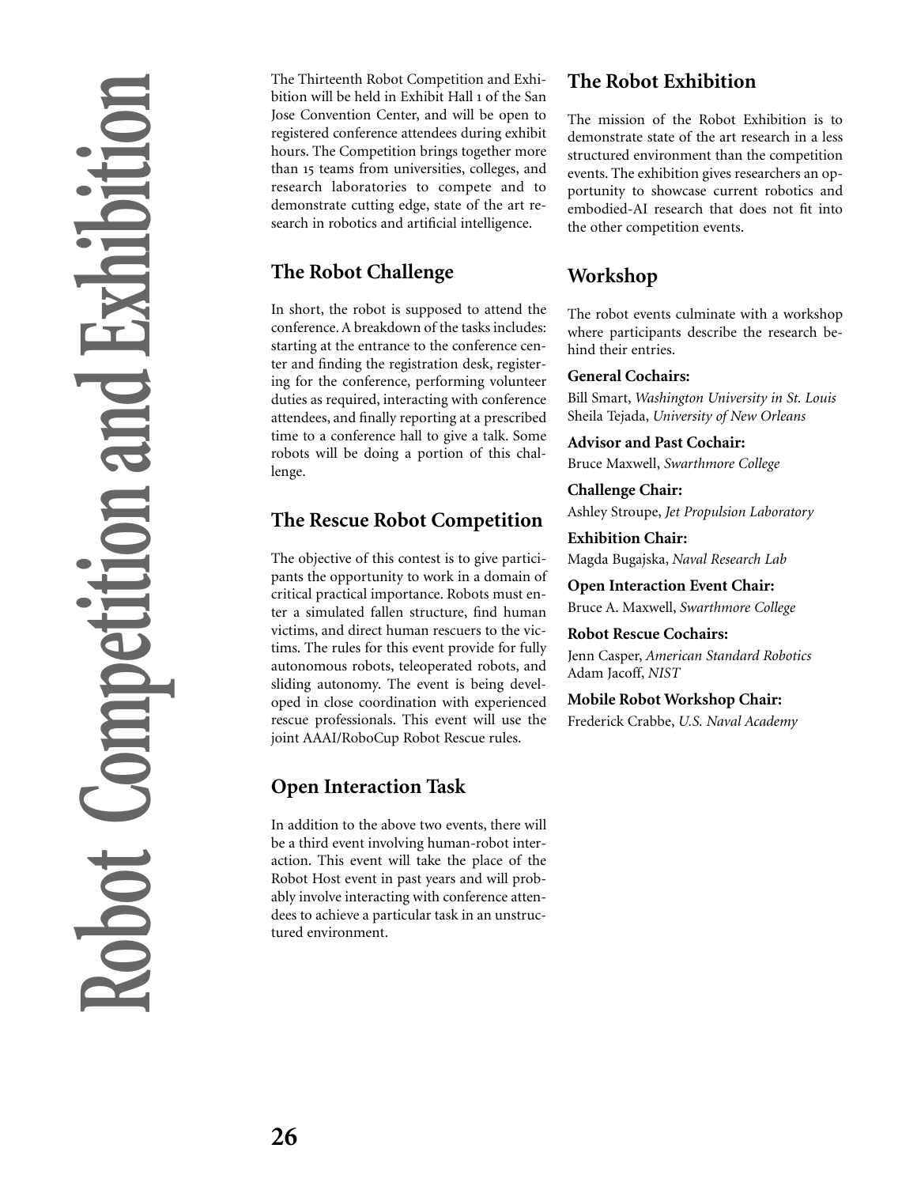# Robot Competition and Exhibition

The Thirteenth Robot Competition and Exhibition will be held in Exhibit Hall 1 of the San Jose Convention Center, and will be open to registered conference attendees during exhibit hours. The Competition brings together more than 15 teams from universities, colleges, and research laboratories to compete and to demonstrate cutting edge, state of the art research in robotics and artificial intelligence.

## The Robot Challenge

In short, the robot is supposed to attend the conference. A breakdown of the tasks includes: starting at the entrance to the conference center and finding the registration desk, registering for the conference, performing volunteer duties as required, interacting with conference attendees, and finally reporting at a prescribed time to a conference hall to give a talk. Some robots will be doing a portion of this challenge.

## The Rescue Robot Competition

The objective of this contest is to give participants the opportunity to work in a domain of critical practical importance. Robots must enter a simulated fallen structure, find human victims, and direct human rescuers to the victims. The rules for this event provide for fully autonomous robots, teleoperated robots, and sliding autonomy. The event is being developed in close coordination with experienced rescue professionals. This event will use the joint AAAI/RoboCup Robot Rescue rules.

## Open Interaction Task

In addition to the above two events, there will be a third event involving human-robot interaction. This event will take the place of the Robot Host event in past years and will probably involve interacting with conference attendees to achieve a particular task in an unstructured environment.

## The Robot Exhibition

The mission of the Robot Exhibition is to demonstrate state of the art research in a less structured environment than the competition events. The exhibition gives researchers an opportunity to showcase current robotics and embodied-AI research that does not fit into the other competition events.

## Workshop

The robot events culminate with a workshop where participants describe the research behind their entries.

**General Cochairs:**
Bill Smart, *Washington University in St. Louis*
Sheila Tejada, *University of New Orleans*

**Advisor and Past Cochair:**
Bruce Maxwell, *Swarthmore College*

**Challenge Chair:**
Ashley Stroupe, *Jet Propulsion Laboratory*

**Exhibition Chair:**
Magda Bugajska, *Naval Research Lab*

**Open Interaction Event Chair:**
Bruce A. Maxwell, *Swarthmore College*

**Robot Rescue Cochairs:**
Jenn Casper, *American Standard Robotics*
Adam Jacoff, *NIST*

**Mobile Robot Workshop Chair:**
Frederick Crabbe, *U.S. Naval Academy*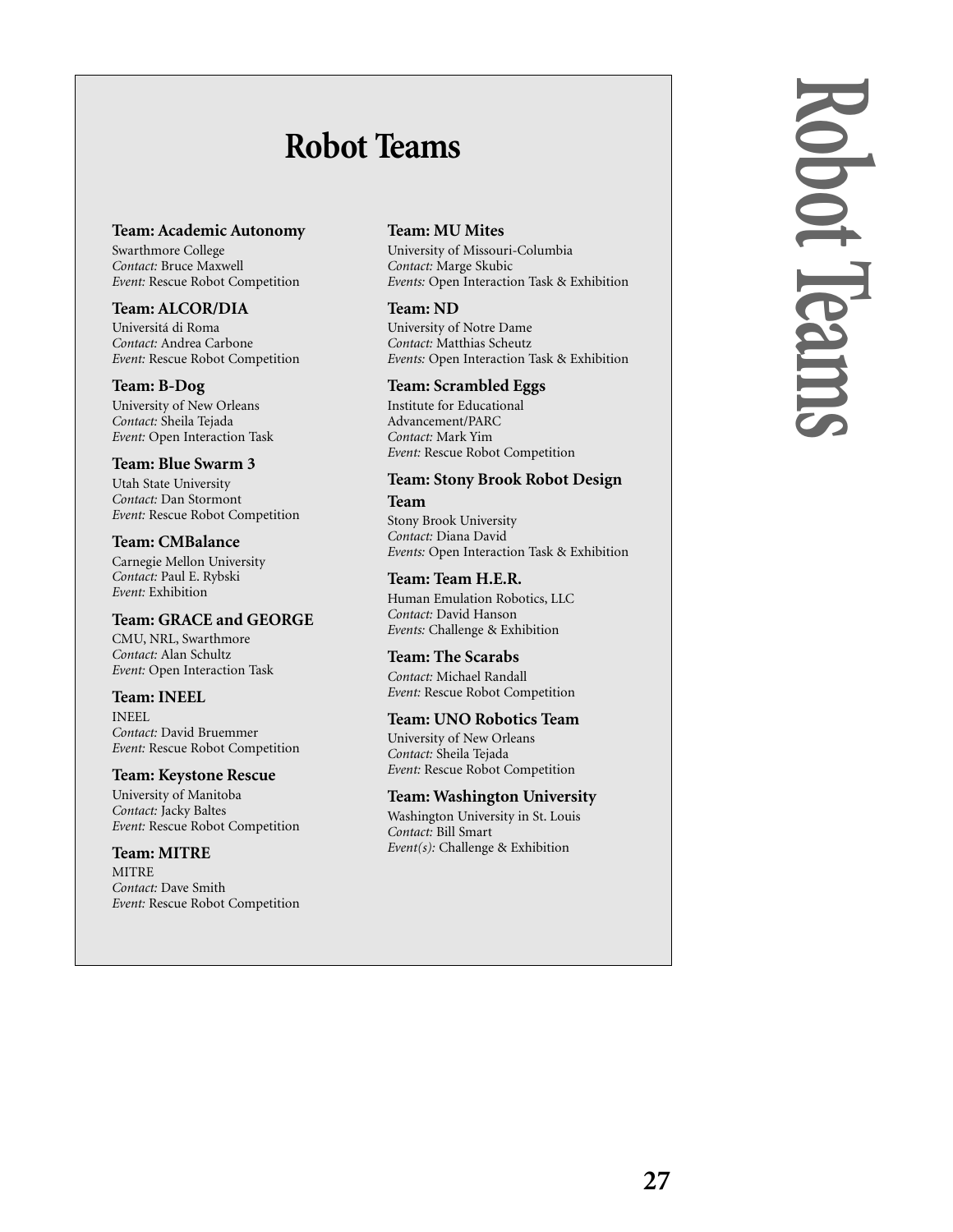# Robot Teams

**Team: Academic Autonomy**
Swarthmore College
*Contact:* Bruce Maxwell
*Event:* Rescue Robot Competition

**Team: ALCOR/DIA**
Universitá di Roma
*Contact:* Andrea Carbone
*Event:* Rescue Robot Competition

**Team: B-Dog**
University of New Orleans
*Contact:* Sheila Tejada
*Event:* Open Interaction Task

**Team: Blue Swarm 3**
Utah State University
*Contact:* Dan Stormont
*Event:* Rescue Robot Competition

**Team: CMBalance**
Carnegie Mellon University
*Contact:* Paul E. Rybski
*Event:* Exhibition

**Team: GRACE and GEORGE**
CMU, NRL, Swarthmore
*Contact:* Alan Schultz
*Event:* Open Interaction Task

**Team: INEEL**
INEEL
*Contact:* David Bruemmer
*Event:* Rescue Robot Competition

**Team: Keystone Rescue**
University of Manitoba
*Contact:* Jacky Baltes
*Event:* Rescue Robot Competition

**Team: MITRE**
MITRE
*Contact:* Dave Smith
*Event:* Rescue Robot Competition

**Team: MU Mites**
University of Missouri-Columbia
*Contact:* Marge Skubic
*Events:* Open Interaction Task & Exhibition

**Team: ND**
University of Notre Dame
*Contact:* Matthias Scheutz
*Events:* Open Interaction Task & Exhibition

**Team: Scrambled Eggs**
Institute for Educational Advancement/PARC
*Contact:* Mark Yim
*Event:* Rescue Robot Competition

**Team: Stony Brook Robot Design Team**
Stony Brook University
*Contact:* Diana David
*Events:* Open Interaction Task & Exhibition

**Team: Team H.E.R.**
Human Emulation Robotics, LLC
*Contact:* David Hanson
*Events:* Challenge & Exhibition

**Team: The Scarabs**
*Contact:* Michael Randall
*Event:* Rescue Robot Competition

**Team: UNO Robotics Team**
University of New Orleans
*Contact:* Sheila Tejada
*Event:* Rescue Robot Competition

**Team: Washington University**
Washington University in St. Louis
*Contact:* Bill Smart
*Event(s):* Challenge & Exhibition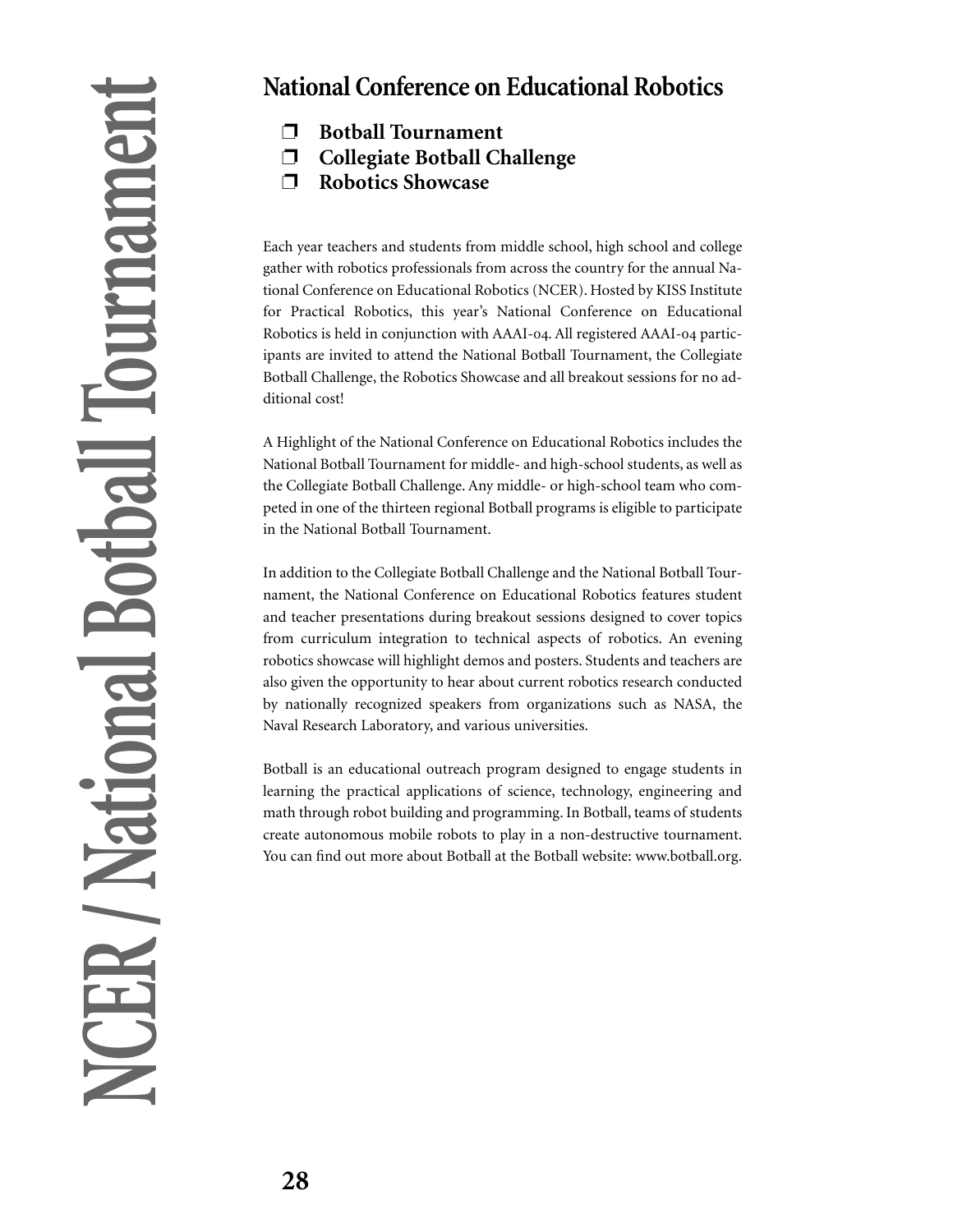# National Conference on Educational Robotics

- ❒ **Botball Tournament**
- ❒ **Collegiate Botball Challenge**
- ❒ **Robotics Showcase**

Each year teachers and students from middle school, high school and college gather with robotics professionals from across the country for the annual National Conference on Educational Robotics (NCER). Hosted by KISS Institute for Practical Robotics, this year's National Conference on Educational Robotics is held in conjunction with AAAI-04. All registered AAAI-04 participants are invited to attend the National Botball Tournament, the Collegiate Botball Challenge, the Robotics Showcase and all breakout sessions for no additional cost!

A Highlight of the National Conference on Educational Robotics includes the National Botball Tournament for middle- and high-school students, as well as the Collegiate Botball Challenge. Any middle- or high-school team who competed in one of the thirteen regional Botball programs is eligible to participate in the National Botball Tournament.

In addition to the Collegiate Botball Challenge and the National Botball Tournament, the National Conference on Educational Robotics features student and teacher presentations during breakout sessions designed to cover topics from curriculum integration to technical aspects of robotics. An evening robotics showcase will highlight demos and posters. Students and teachers are also given the opportunity to hear about current robotics research conducted by nationally recognized speakers from organizations such as NASA, the Naval Research Laboratory, and various universities.

Botball is an educational outreach program designed to engage students in learning the practical applications of science, technology, engineering and math through robot building and programming. In Botball, teams of students create autonomous mobile robots to play in a non-destructive tournament. You can find out more about Botball at the Botball website: www.botball.org.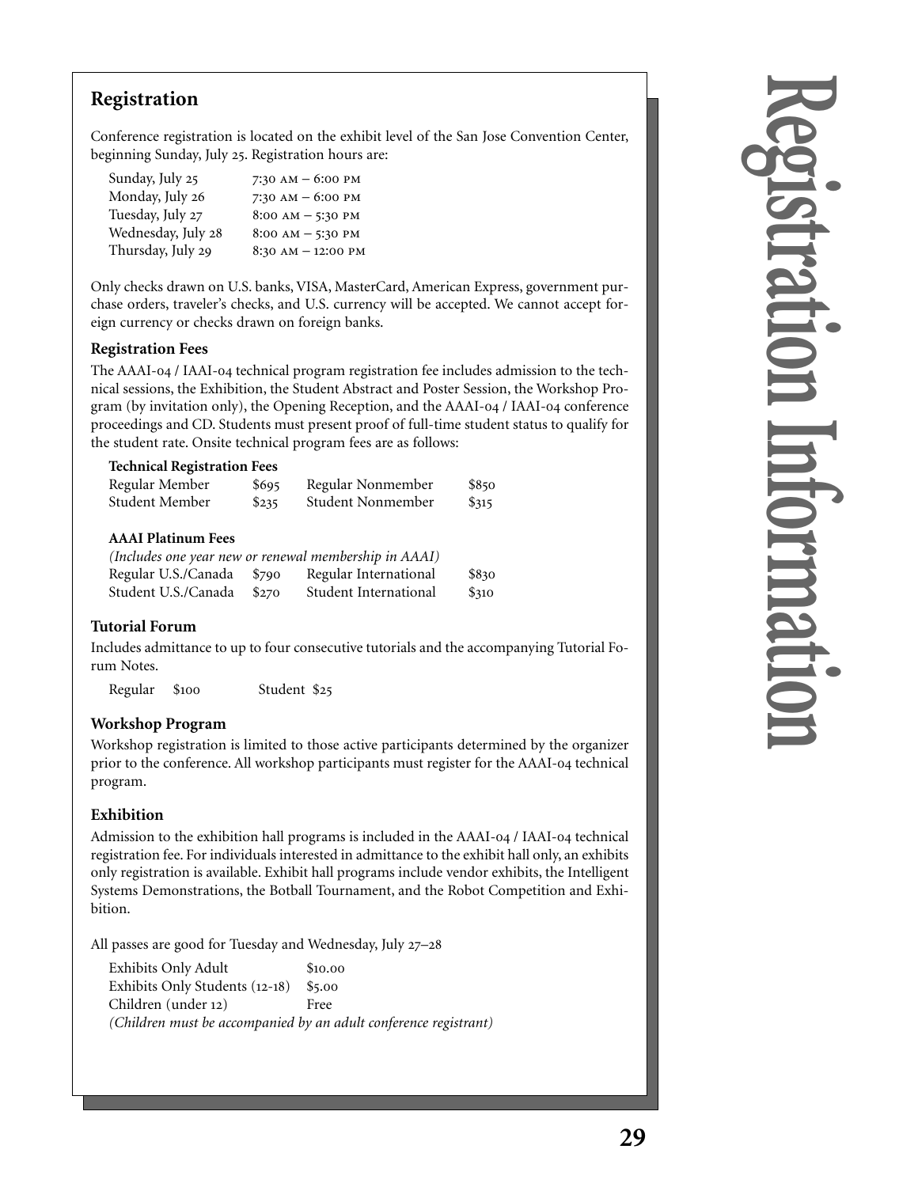## Registration

Conference registration is located on the exhibit level of the San Jose Convention Center, beginning Sunday, July 25. Registration hours are:

| | |
|---|---|
| Sunday, July 25 | 7:30 AM – 6:00 PM |
| Monday, July 26 | 7:30 AM – 6:00 PM |
| Tuesday, July 27 | 8:00 AM – 5:30 PM |
| Wednesday, July 28 | 8:00 AM – 5:30 PM |
| Thursday, July 29 | 8:30 AM – 12:00 PM |

Only checks drawn on U.S. banks, VISA, MasterCard, American Express, government purchase orders, traveler's checks, and U.S. currency will be accepted. We cannot accept foreign currency or checks drawn on foreign banks.

### Registration Fees

The AAAI-04 / IAAI-04 technical program registration fee includes admission to the technical sessions, the Exhibition, the Student Abstract and Poster Session, the Workshop Program (by invitation only), the Opening Reception, and the AAAI-04 / IAAI-04 conference proceedings and CD. Students must present proof of full-time student status to qualify for the student rate. Onsite technical program fees are as follows:

**Technical Registration Fees**

| | | | |
|---|---|---|---|
| Regular Member | $695 | Regular Nonmember | $850 |
| Student Member | $235 | Student Nonmember | $315 |

**AAAI Platinum Fees**

*(Includes one year new or renewal membership in AAAI)*

| | | | |
|---|---|---|---|
| Regular U.S./Canada | $790 | Regular International | $830 |
| Student U.S./Canada | $270 | Student International | $310 |

### Tutorial Forum

Includes admittance to up to four consecutive tutorials and the accompanying Tutorial Forum Notes.

Regular $100 Student $25

### Workshop Program

Workshop registration is limited to those active participants determined by the organizer prior to the conference. All workshop participants must register for the AAAI-04 technical program.

### Exhibition

Admission to the exhibition hall programs is included in the AAAI-04 / IAAI-04 technical registration fee. For individuals interested in admittance to the exhibit hall only, an exhibits only registration is available. Exhibit hall programs include vendor exhibits, the Intelligent Systems Demonstrations, the Botball Tournament, and the Robot Competition and Exhibition.

All passes are good for Tuesday and Wednesday, July 27–28

| | |
|---|---|
| Exhibits Only Adult | $10.00 |
| Exhibits Only Students (12-18) | $5.00 |
| Children (under 12) | Free |

*(Children must be accompanied by an adult conference registrant)*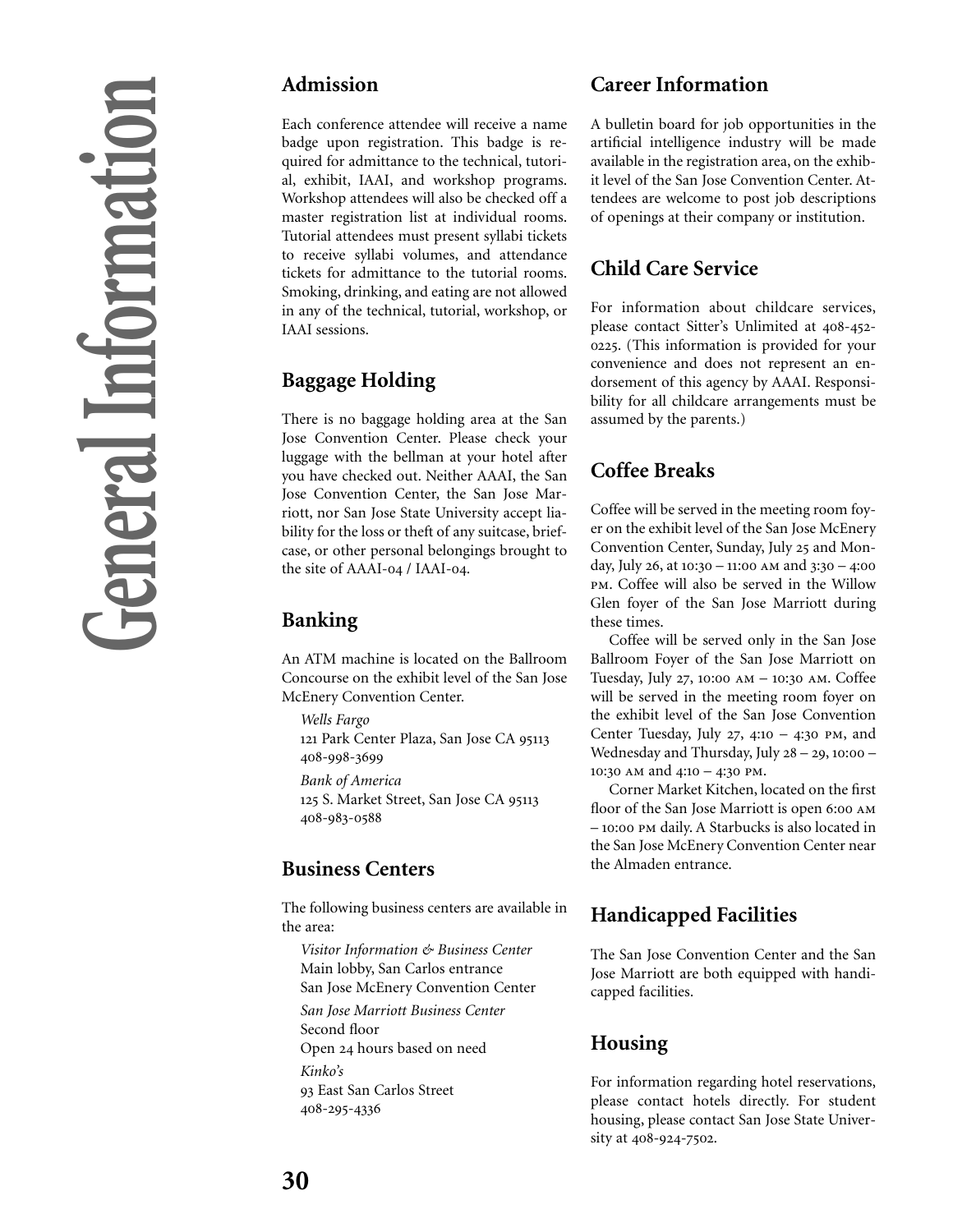# General Information

## Admission

Each conference attendee will receive a name badge upon registration. This badge is required for admittance to the technical, tutorial, exhibit, IAAI, and workshop programs. Workshop attendees will also be checked off a master registration list at individual rooms. Tutorial attendees must present syllabi tickets to receive syllabi volumes, and attendance tickets for admittance to the tutorial rooms. Smoking, drinking, and eating are not allowed in any of the technical, tutorial, workshop, or IAAI sessions.

## Baggage Holding

There is no baggage holding area at the San Jose Convention Center. Please check your luggage with the bellman at your hotel after you have checked out. Neither AAAI, the San Jose Convention Center, the San Jose Marriott, nor San Jose State University accept liability for the loss or theft of any suitcase, briefcase, or other personal belongings brought to the site of AAAI-04 / IAAI-04.

## Banking

An ATM machine is located on the Ballroom Concourse on the exhibit level of the San Jose McEnery Convention Center.

*Wells Fargo*
121 Park Center Plaza, San Jose CA 95113
408-998-3699

*Bank of America*
125 S. Market Street, San Jose CA 95113
408-983-0588

## Business Centers

The following business centers are available in the area:

*Visitor Information & Business Center*
Main lobby, San Carlos entrance
San Jose McEnery Convention Center

*San Jose Marriott Business Center*
Second floor
Open 24 hours based on need

*Kinko's*
93 East San Carlos Street
408-295-4336

## Career Information

A bulletin board for job opportunities in the artificial intelligence industry will be made available in the registration area, on the exhibit level of the San Jose Convention Center. Attendees are welcome to post job descriptions of openings at their company or institution.

## Child Care Service

For information about childcare services, please contact Sitter's Unlimited at 408-452-0225. (This information is provided for your convenience and does not represent an endorsement of this agency by AAAI. Responsibility for all childcare arrangements must be assumed by the parents.)

## Coffee Breaks

Coffee will be served in the meeting room foyer on the exhibit level of the San Jose McEnery Convention Center, Sunday, July 25 and Monday, July 26, at 10:30 – 11:00 AM and 3:30 – 4:00 PM. Coffee will also be served in the Willow Glen foyer of the San Jose Marriott during these times.

Coffee will be served only in the San Jose Ballroom Foyer of the San Jose Marriott on Tuesday, July 27, 10:00 AM – 10:30 AM. Coffee will be served in the meeting room foyer on the exhibit level of the San Jose Convention Center Tuesday, July 27, 4:10 – 4:30 PM, and Wednesday and Thursday, July 28 – 29, 10:00 – 10:30 AM and 4:10 – 4:30 PM.

Corner Market Kitchen, located on the first floor of the San Jose Marriott is open 6:00 AM – 10:00 PM daily. A Starbucks is also located in the San Jose McEnery Convention Center near the Almaden entrance.

## Handicapped Facilities

The San Jose Convention Center and the San Jose Marriott are both equipped with handicapped facilities.

## Housing

For information regarding hotel reservations, please contact hotels directly. For student housing, please contact San Jose State University at 408-924-7502.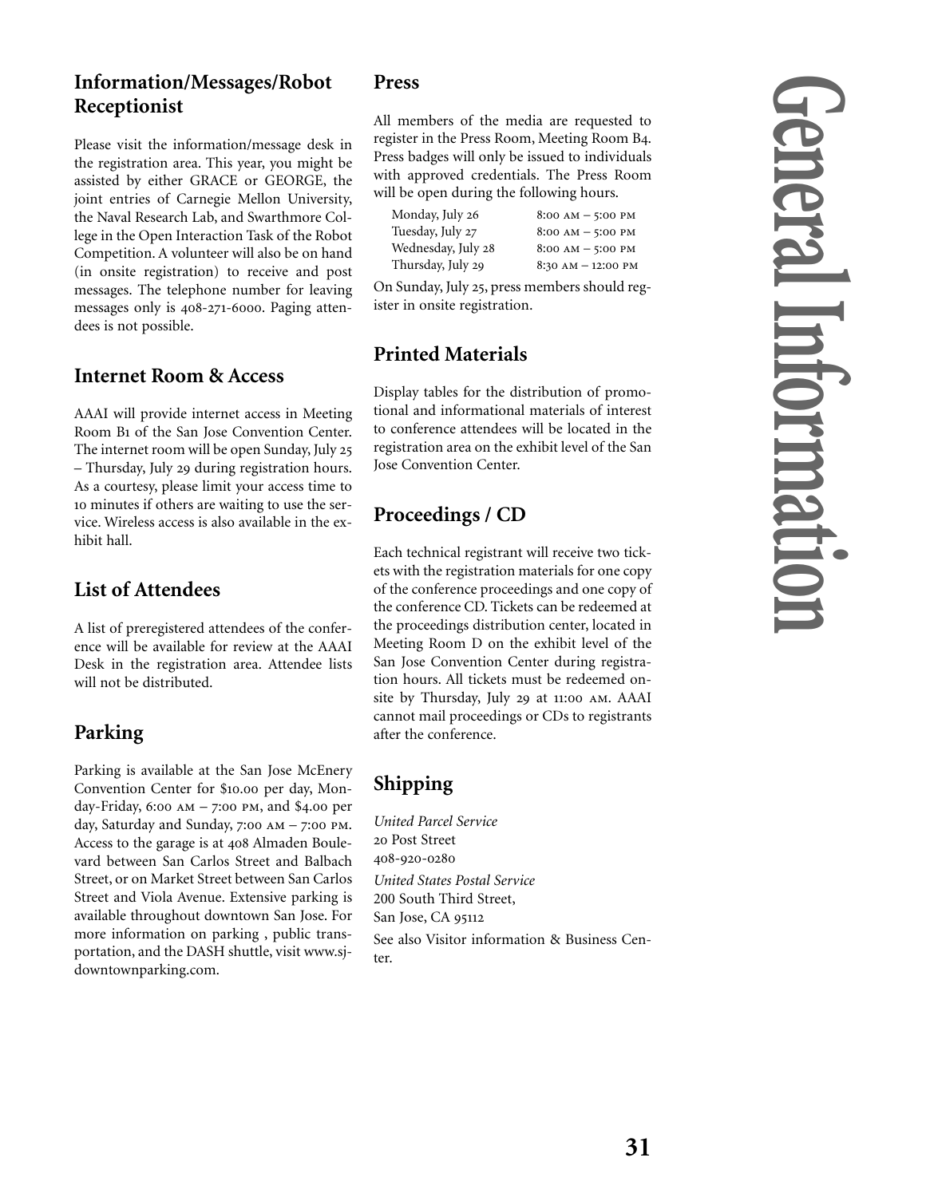# General Information

## Information/Messages/Robot Receptionist

Please visit the information/message desk in the registration area. This year, you might be assisted by either GRACE or GEORGE, the joint entries of Carnegie Mellon University, the Naval Research Lab, and Swarthmore College in the Open Interaction Task of the Robot Competition. A volunteer will also be on hand (in onsite registration) to receive and post messages. The telephone number for leaving messages only is 408-271-6000. Paging attendees is not possible.

## Internet Room & Access

AAAI will provide internet access in Meeting Room B1 of the San Jose Convention Center. The internet room will be open Sunday, July 25 – Thursday, July 29 during registration hours. As a courtesy, please limit your access time to 10 minutes if others are waiting to use the service. Wireless access is also available in the exhibit hall.

## List of Attendees

A list of preregistered attendees of the conference will be available for review at the AAAI Desk in the registration area. Attendee lists will not be distributed.

## Parking

Parking is available at the San Jose McEnery Convention Center for $10.00 per day, Monday-Friday, 6:00 AM – 7:00 PM, and $4.00 per day, Saturday and Sunday, 7:00 AM – 7:00 PM. Access to the garage is at 408 Almaden Boulevard between San Carlos Street and Balbach Street, or on Market Street between San Carlos Street and Viola Avenue. Extensive parking is available throughout downtown San Jose. For more information on parking , public transportation, and the DASH shuttle, visit www.sjdowntownparking.com.

## Press

All members of the media are requested to register in the Press Room, Meeting Room B4. Press badges will only be issued to individuals with approved credentials. The Press Room will be open during the following hours.

| | |
|---|---|
| Monday, July 26 | 8:00 AM – 5:00 PM |
| Tuesday, July 27 | 8:00 AM – 5:00 PM |
| Wednesday, July 28 | 8:00 AM – 5:00 PM |
| Thursday, July 29 | 8:30 AM – 12:00 PM |

On Sunday, July 25, press members should register in onsite registration.

## Printed Materials

Display tables for the distribution of promotional and informational materials of interest to conference attendees will be located in the registration area on the exhibit level of the San Jose Convention Center.

## Proceedings / CD

Each technical registrant will receive two tickets with the registration materials for one copy of the conference proceedings and one copy of the conference CD. Tickets can be redeemed at the proceedings distribution center, located in Meeting Room D on the exhibit level of the San Jose Convention Center during registration hours. All tickets must be redeemed onsite by Thursday, July 29 at 11:00 AM. AAAI cannot mail proceedings or CDs to registrants after the conference.

## Shipping

*United Parcel Service*
20 Post Street
408-920-0280

*United States Postal Service*
200 South Third Street,
San Jose, CA 95112

See also Visitor information & Business Center.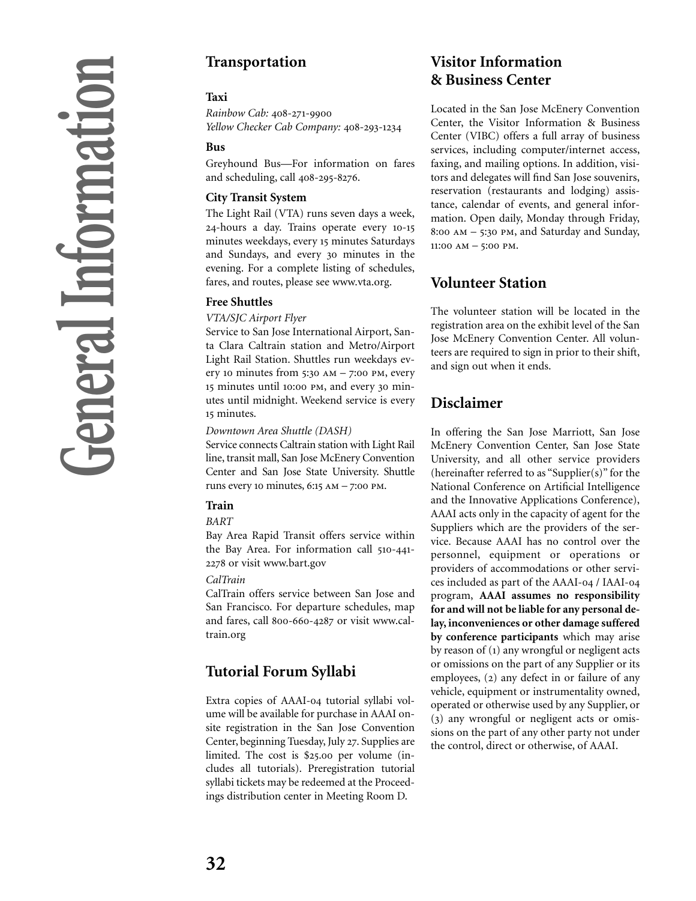# General Information

## Transportation

### Taxi

*Rainbow Cab:* 408-271-9900
*Yellow Checker Cab Company:* 408-293-1234

### Bus

Greyhound Bus—For information on fares and scheduling, call 408-295-8276.

### City Transit System

The Light Rail (VTA) runs seven days a week, 24-hours a day. Trains operate every 10-15 minutes weekdays, every 15 minutes Saturdays and Sundays, and every 30 minutes in the evening. For a complete listing of schedules, fares, and routes, please see www.vta.org.

### Free Shuttles

*VTA/SJC Airport Flyer*

Service to San Jose International Airport, Santa Clara Caltrain station and Metro/Airport Light Rail Station. Shuttles run weekdays every 10 minutes from 5:30 AM – 7:00 PM, every 15 minutes until 10:00 PM, and every 30 minutes until midnight. Weekend service is every 15 minutes.

*Downtown Area Shuttle (DASH)*

Service connects Caltrain station with Light Rail line, transit mall, San Jose McEnery Convention Center and San Jose State University. Shuttle runs every 10 minutes, 6:15 AM – 7:00 PM.

### Train

*BART*

Bay Area Rapid Transit offers service within the Bay Area. For information call 510-441-2278 or visit www.bart.gov

*CalTrain*

CalTrain offers service between San Jose and San Francisco. For departure schedules, map and fares, call 800-660-4287 or visit www.caltrain.org

## Tutorial Forum Syllabi

Extra copies of AAAI-04 tutorial syllabi volume will be available for purchase in AAAI onsite registration in the San Jose Convention Center, beginning Tuesday, July 27. Supplies are limited. The cost is $25.00 per volume (includes all tutorials). Preregistration tutorial syllabi tickets may be redeemed at the Proceedings distribution center in Meeting Room D.

## Visitor Information & Business Center

Located in the San Jose McEnery Convention Center, the Visitor Information & Business Center (VIBC) offers a full array of business services, including computer/internet access, faxing, and mailing options. In addition, visitors and delegates will find San Jose souvenirs, reservation (restaurants and lodging) assistance, calendar of events, and general information. Open daily, Monday through Friday, 8:00 AM – 5:30 PM, and Saturday and Sunday, 11:00 AM – 5:00 PM.

## Volunteer Station

The volunteer station will be located in the registration area on the exhibit level of the San Jose McEnery Convention Center. All volunteers are required to sign in prior to their shift, and sign out when it ends.

## Disclaimer

In offering the San Jose Marriott, San Jose McEnery Convention Center, San Jose State University, and all other service providers (hereinafter referred to as "Supplier(s)" for the National Conference on Artificial Intelligence and the Innovative Applications Conference), AAAI acts only in the capacity of agent for the Suppliers which are the providers of the service. Because AAAI has no control over the personnel, equipment or operations or providers of accommodations or other services included as part of the AAAI-04 / IAAI-04 program, **AAAI assumes no responsibility for and will not be liable for any personal delay, inconveniences or other damage suffered by conference participants** which may arise by reason of (1) any wrongful or negligent acts or omissions on the part of any Supplier or its employees, (2) any defect in or failure of any vehicle, equipment or instrumentality owned, operated or otherwise used by any Supplier, or (3) any wrongful or negligent acts or omissions on the part of any other party not under the control, direct or otherwise, of AAAI.